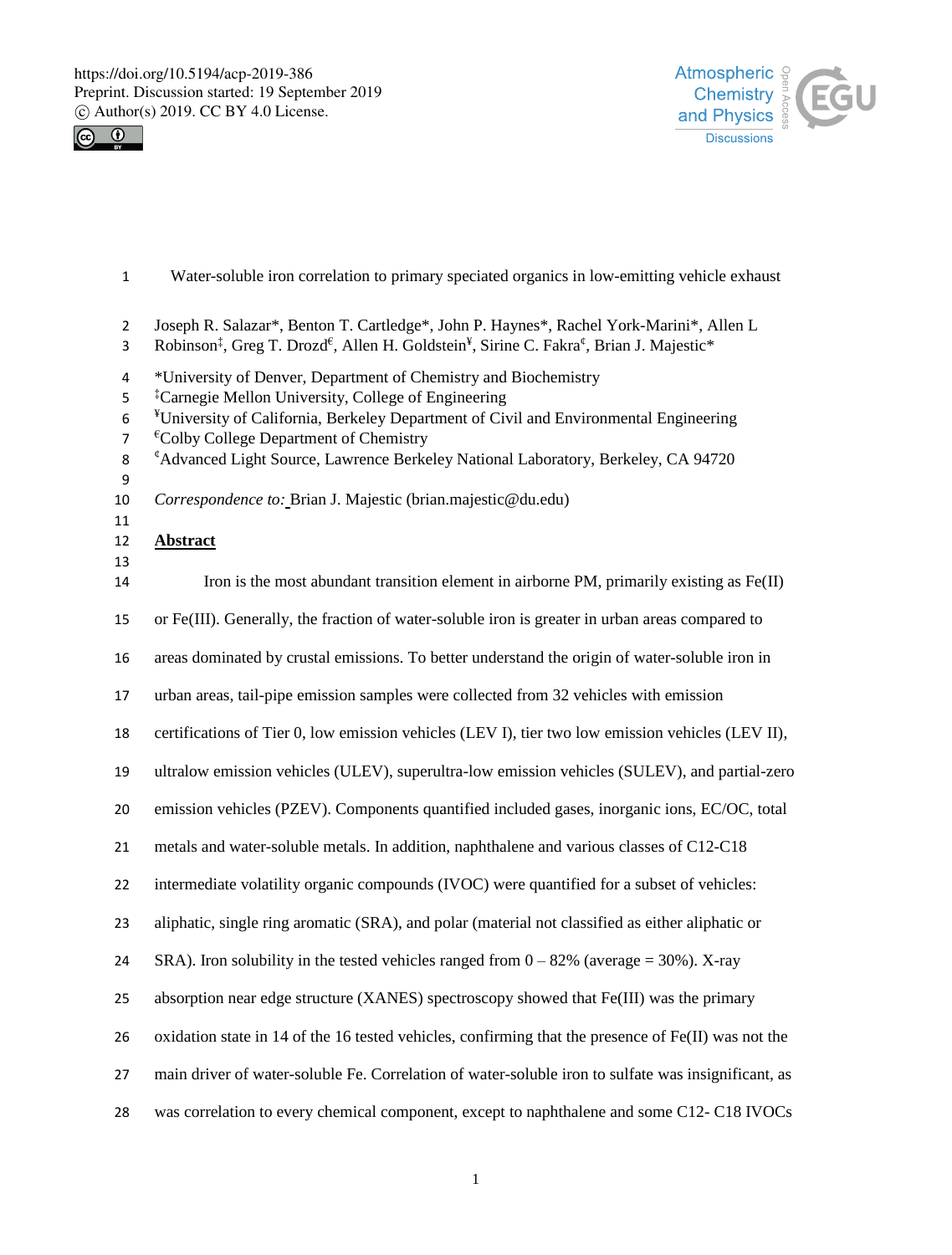# Water-soluble iron correlation to primary speciated organics in low-emitting vehicle exhaust

Joseph R. Salazar*, Benton T. Cartledge*, John P. Haynes*, Rachel York-Marini*, Allen L Robinson[‡], Greg T. Drozd[€], Allen H. Goldstein[¥], Sirine C. Fakra[¢], Brian J. Majestic*

*University of Denver, Department of Chemistry and Biochemistry
[‡]Carnegie Mellon University, College of Engineering
[¥]University of California, Berkeley Department of Civil and Environmental Engineering
[€]Colby College Department of Chemistry
[¢]Advanced Light Source, Lawrence Berkeley National Laboratory, Berkeley, CA 94720

*Correspondence to:* Brian J. Majestic (brian.majestic@du.edu)

## Abstract

Iron is the most abundant transition element in airborne PM, primarily existing as Fe(II) or Fe(III). Generally, the fraction of water-soluble iron is greater in urban areas compared to areas dominated by crustal emissions. To better understand the origin of water-soluble iron in urban areas, tail-pipe emission samples were collected from 32 vehicles with emission certifications of Tier 0, low emission vehicles (LEV I), tier two low emission vehicles (LEV II), ultralow emission vehicles (ULEV), superultra-low emission vehicles (SULEV), and partial-zero emission vehicles (PZEV). Components quantified included gases, inorganic ions, EC/OC, total metals and water-soluble metals. In addition, naphthalene and various classes of C12-C18 intermediate volatility organic compounds (IVOC) were quantified for a subset of vehicles: aliphatic, single ring aromatic (SRA), and polar (material not classified as either aliphatic or SRA). Iron solubility in the tested vehicles ranged from 0 – 82% (average = 30%). X-ray absorption near edge structure (XANES) spectroscopy showed that Fe(III) was the primary oxidation state in 14 of the 16 tested vehicles, confirming that the presence of Fe(II) was not the main driver of water-soluble Fe. Correlation of water-soluble iron to sulfate was insignificant, as was correlation to every chemical component, except to naphthalene and some C12- C18 IVOCs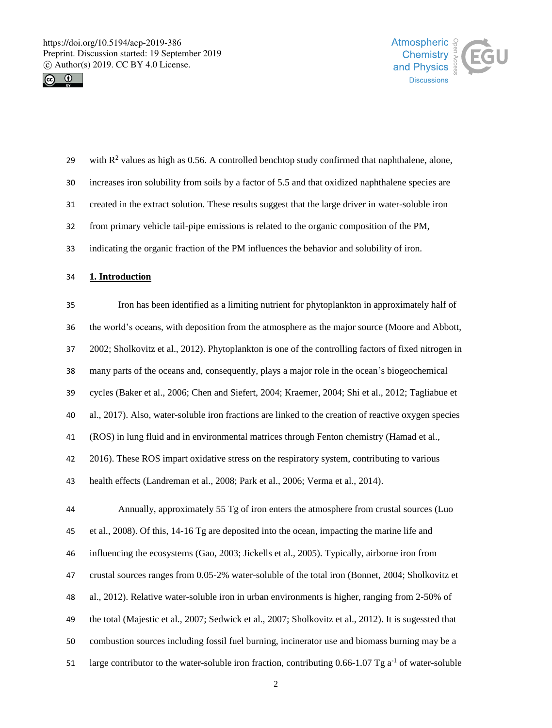with $R^2$ values as high as 0.56. A controlled benchtop study confirmed that naphthalene, alone, increases iron solubility from soils by a factor of 5.5 and that oxidized naphthalene species are created in the extract solution. These results suggest that the large driver in water-soluble iron from primary vehicle tail-pipe emissions is related to the organic composition of the PM, indicating the organic fraction of the PM influences the behavior and solubility of iron.

## 1. Introduction

Iron has been identified as a limiting nutrient for phytoplankton in approximately half of the world's oceans, with deposition from the atmosphere as the major source (Moore and Abbott, 2002; Sholkovitz et al., 2012). Phytoplankton is one of the controlling factors of fixed nitrogen in many parts of the oceans and, consequently, plays a major role in the ocean's biogeochemical cycles (Baker et al., 2006; Chen and Siefert, 2004; Kraemer, 2004; Shi et al., 2012; Tagliabue et al., 2017). Also, water-soluble iron fractions are linked to the creation of reactive oxygen species (ROS) in lung fluid and in environmental matrices through Fenton chemistry (Hamad et al., 2016). These ROS impart oxidative stress on the respiratory system, contributing to various health effects (Landreman et al., 2008; Park et al., 2006; Verma et al., 2014).

Annually, approximately 55 Tg of iron enters the atmosphere from crustal sources (Luo et al., 2008). Of this, 14-16 Tg are deposited into the ocean, impacting the marine life and influencing the ecosystems (Gao, 2003; Jickells et al., 2005). Typically, airborne iron from crustal sources ranges from 0.05-2% water-soluble of the total iron (Bonnet, 2004; Sholkovitz et al., 2012). Relative water-soluble iron in urban environments is higher, ranging from 2-50% of the total (Majestic et al., 2007; Sedwick et al., 2007; Sholkovitz et al., 2012). It is sugessted that combustion sources including fossil fuel burning, incinerator use and biomass burning may be a large contributor to the water-soluble iron fraction, contributing 0.66-1.07 Tg $a^{-1}$ of water-soluble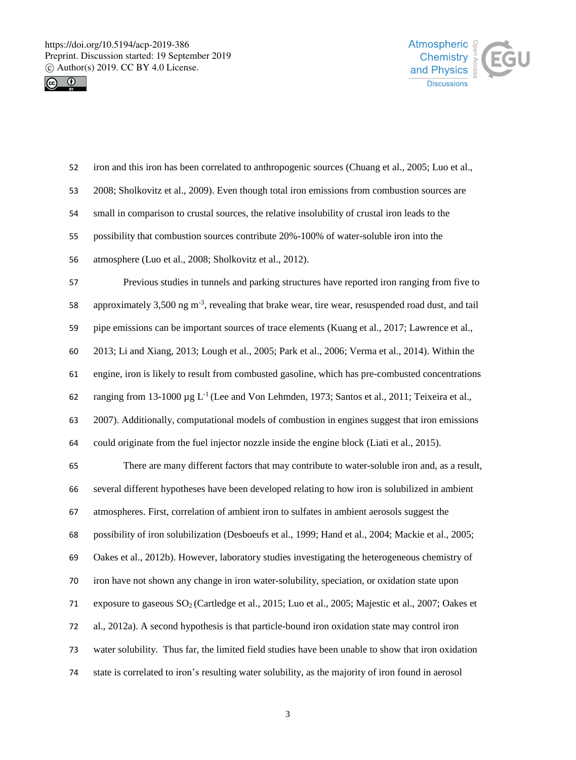iron and this iron has been correlated to anthropogenic sources (Chuang et al., 2005; Luo et al., 2008; Sholkovitz et al., 2009). Even though total iron emissions from combustion sources are small in comparison to crustal sources, the relative insolubility of crustal iron leads to the possibility that combustion sources contribute 20%-100% of water-soluble iron into the atmosphere (Luo et al., 2008; Sholkovitz et al., 2012).

Previous studies in tunnels and parking structures have reported iron ranging from five to approximately 3,500 ng $m^{-3}$, revealing that brake wear, tire wear, resuspended road dust, and tail pipe emissions can be important sources of trace elements (Kuang et al., 2017; Lawrence et al., 2013; Li and Xiang, 2013; Lough et al., 2005; Park et al., 2006; Verma et al., 2014). Within the engine, iron is likely to result from combusted gasoline, which has pre-combusted concentrations ranging from 13-1000 µg $L^{-1}$ (Lee and Von Lehmden, 1973; Santos et al., 2011; Teixeira et al., 2007). Additionally, computational models of combustion in engines suggest that iron emissions could originate from the fuel injector nozzle inside the engine block (Liati et al., 2015).

There are many different factors that may contribute to water-soluble iron and, as a result, several different hypotheses have been developed relating to how iron is solubilized in ambient atmospheres. First, correlation of ambient iron to sulfates in ambient aerosols suggest the possibility of iron solubilization (Desboeufs et al., 1999; Hand et al., 2004; Mackie et al., 2005; Oakes et al., 2012b). However, laboratory studies investigating the heterogeneous chemistry of iron have not shown any change in iron water-solubility, speciation, or oxidation state upon exposure to gaseous $SO_2$ (Cartledge et al., 2015; Luo et al., 2005; Majestic et al., 2007; Oakes et al., 2012a). A second hypothesis is that particle-bound iron oxidation state may control iron water solubility. Thus far, the limited field studies have been unable to show that iron oxidation state is correlated to iron's resulting water solubility, as the majority of iron found in aerosol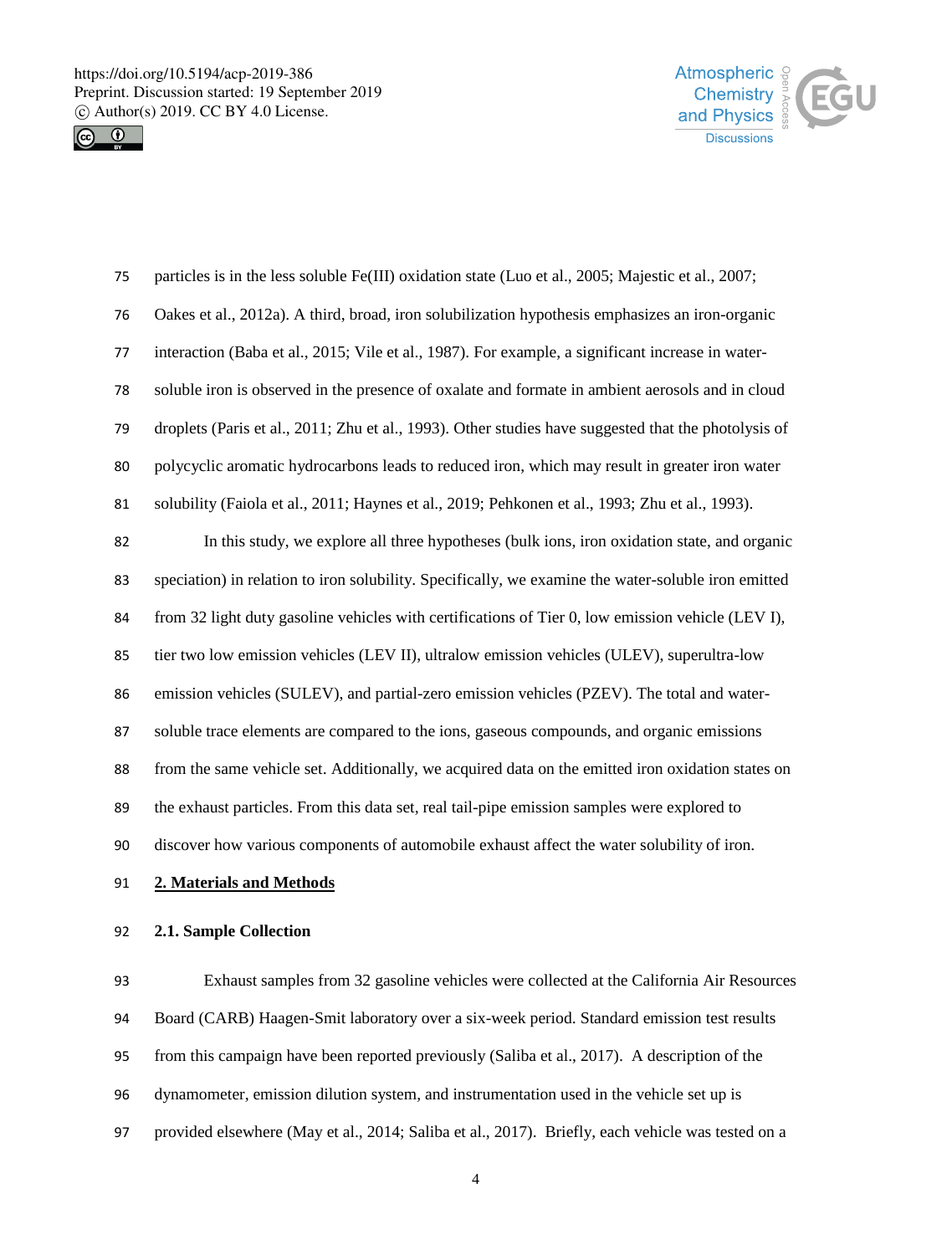particles is in the less soluble Fe(III) oxidation state (Luo et al., 2005; Majestic et al., 2007; Oakes et al., 2012a). A third, broad, iron solubilization hypothesis emphasizes an iron-organic interaction (Baba et al., 2015; Vile et al., 1987). For example, a significant increase in water-soluble iron is observed in the presence of oxalate and formate in ambient aerosols and in cloud droplets (Paris et al., 2011; Zhu et al., 1993). Other studies have suggested that the photolysis of polycyclic aromatic hydrocarbons leads to reduced iron, which may result in greater iron water solubility (Faiola et al., 2011; Haynes et al., 2019; Pehkonen et al., 1993; Zhu et al., 1993).

In this study, we explore all three hypotheses (bulk ions, iron oxidation state, and organic speciation) in relation to iron solubility. Specifically, we examine the water-soluble iron emitted from 32 light duty gasoline vehicles with certifications of Tier 0, low emission vehicle (LEV I), tier two low emission vehicles (LEV II), ultralow emission vehicles (ULEV), superultra-low emission vehicles (SULEV), and partial-zero emission vehicles (PZEV). The total and water-soluble trace elements are compared to the ions, gaseous compounds, and organic emissions from the same vehicle set. Additionally, we acquired data on the emitted iron oxidation states on the exhaust particles. From this data set, real tail-pipe emission samples were explored to discover how various components of automobile exhaust affect the water solubility of iron.

## 2. Materials and Methods

### 2.1. Sample Collection

Exhaust samples from 32 gasoline vehicles were collected at the California Air Resources Board (CARB) Haagen-Smit laboratory over a six-week period. Standard emission test results from this campaign have been reported previously (Saliba et al., 2017). A description of the dynamometer, emission dilution system, and instrumentation used in the vehicle set up is provided elsewhere (May et al., 2014; Saliba et al., 2017). Briefly, each vehicle was tested on a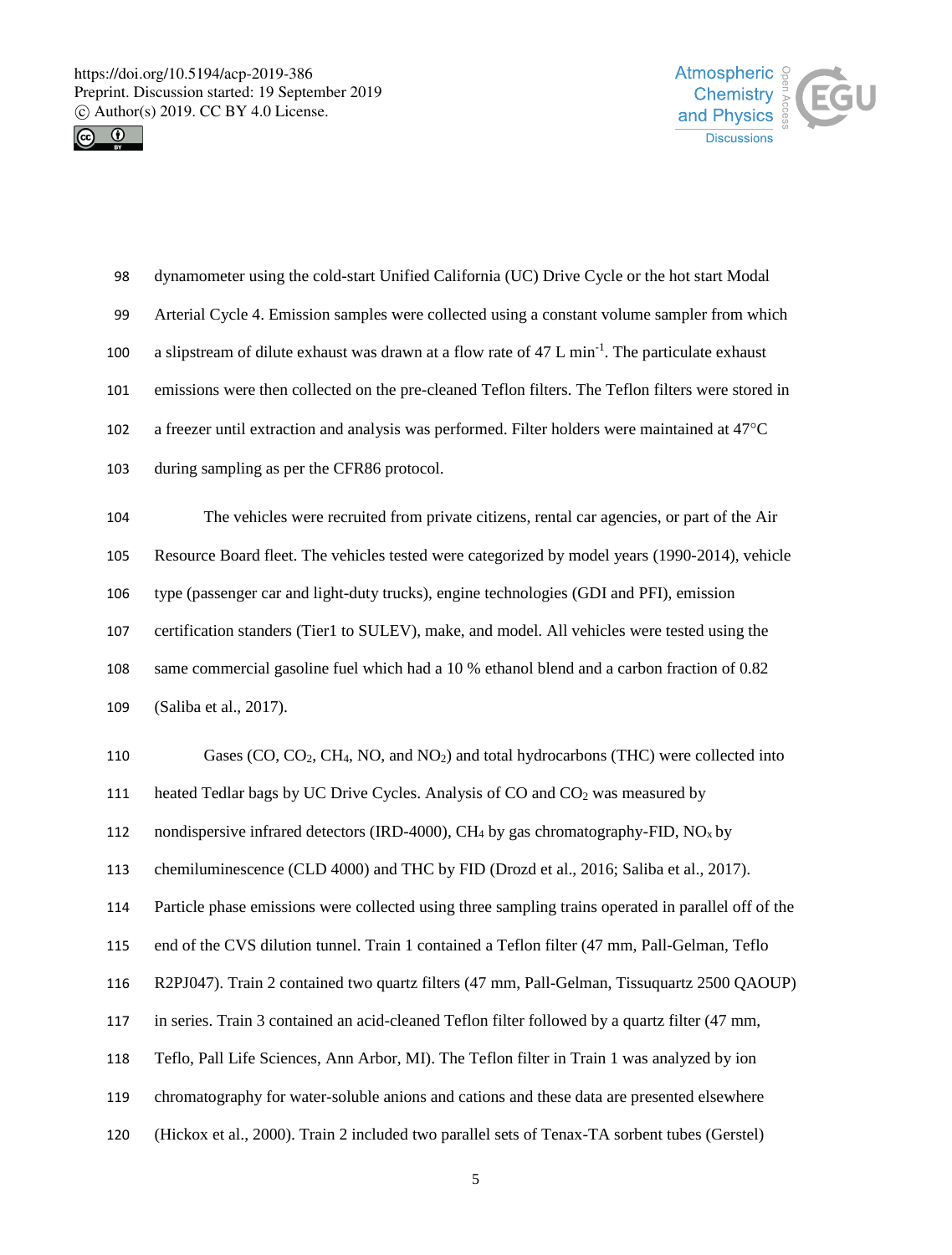dynamometer using the cold-start Unified California (UC) Drive Cycle or the hot start Modal Arterial Cycle 4. Emission samples were collected using a constant volume sampler from which a slipstream of dilute exhaust was drawn at a flow rate of 47 L $min^{-1}$. The particulate exhaust emissions were then collected on the pre-cleaned Teflon filters. The Teflon filters were stored in a freezer until extraction and analysis was performed. Filter holders were maintained at 47°C during sampling as per the CFR86 protocol.

The vehicles were recruited from private citizens, rental car agencies, or part of the Air Resource Board fleet. The vehicles tested were categorized by model years (1990-2014), vehicle type (passenger car and light-duty trucks), engine technologies (GDI and PFI), emission certification standers (Tier1 to SULEV), make, and model. All vehicles were tested using the same commercial gasoline fuel which had a 10 % ethanol blend and a carbon fraction of 0.82 (Saliba et al., 2017).

Gases (CO, $CO_2$, $CH_4$, NO, and $NO_2$) and total hydrocarbons (THC) were collected into heated Tedlar bags by UC Drive Cycles. Analysis of CO and $CO_2$ was measured by nondispersive infrared detectors (IRD-4000), $CH_4$ by gas chromatography-FID, $NO_x$ by chemiluminescence (CLD 4000) and THC by FID (Drozd et al., 2016; Saliba et al., 2017). Particle phase emissions were collected using three sampling trains operated in parallel off of the end of the CVS dilution tunnel. Train 1 contained a Teflon filter (47 mm, Pall-Gelman, Teflo R2PJ047). Train 2 contained two quartz filters (47 mm, Pall-Gelman, Tissuquartz 2500 QAOUP) in series. Train 3 contained an acid-cleaned Teflon filter followed by a quartz filter (47 mm, Teflo, Pall Life Sciences, Ann Arbor, MI). The Teflon filter in Train 1 was analyzed by ion chromatography for water-soluble anions and cations and these data are presented elsewhere (Hickox et al., 2000). Train 2 included two parallel sets of Tenax-TA sorbent tubes (Gerstel)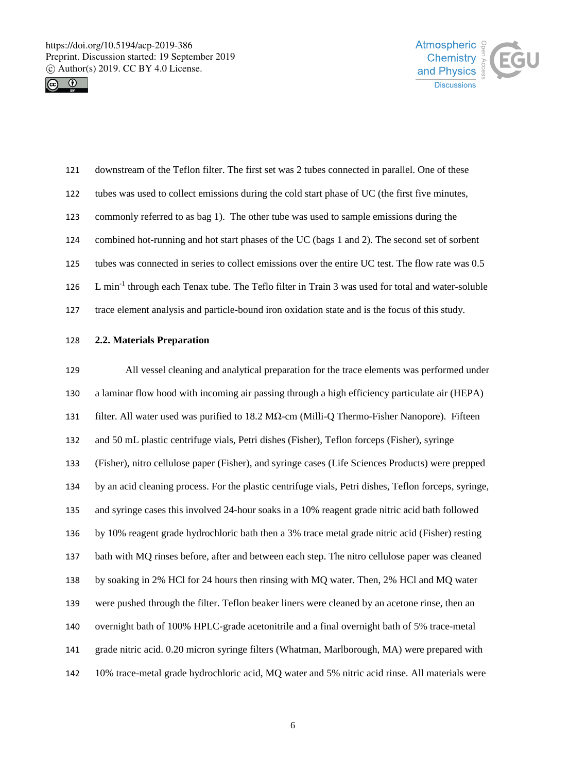downstream of the Teflon filter. The first set was 2 tubes connected in parallel. One of these tubes was used to collect emissions during the cold start phase of UC (the first five minutes, commonly referred to as bag 1). The other tube was used to sample emissions during the combined hot-running and hot start phases of the UC (bags 1 and 2). The second set of sorbent tubes was connected in series to collect emissions over the entire UC test. The flow rate was 0.5 L $min^{-1}$ through each Tenax tube. The Teflo filter in Train 3 was used for total and water-soluble trace element analysis and particle-bound iron oxidation state and is the focus of this study.

## 2.2. Materials Preparation

All vessel cleaning and analytical preparation for the trace elements was performed under a laminar flow hood with incoming air passing through a high efficiency particulate air (HEPA) filter. All water used was purified to 18.2 MΩ-cm (Milli-Q Thermo-Fisher Nanopore). Fifteen and 50 mL plastic centrifuge vials, Petri dishes (Fisher), Teflon forceps (Fisher), syringe (Fisher), nitro cellulose paper (Fisher), and syringe cases (Life Sciences Products) were prepped by an acid cleaning process. For the plastic centrifuge vials, Petri dishes, Teflon forceps, syringe, and syringe cases this involved 24-hour soaks in a 10% reagent grade nitric acid bath followed by 10% reagent grade hydrochloric bath then a 3% trace metal grade nitric acid (Fisher) resting bath with MQ rinses before, after and between each step. The nitro cellulose paper was cleaned by soaking in 2% HCl for 24 hours then rinsing with MQ water. Then, 2% HCl and MQ water were pushed through the filter. Teflon beaker liners were cleaned by an acetone rinse, then an overnight bath of 100% HPLC-grade acetonitrile and a final overnight bath of 5% trace-metal grade nitric acid. 0.20 micron syringe filters (Whatman, Marlborough, MA) were prepared with 10% trace-metal grade hydrochloric acid, MQ water and 5% nitric acid rinse. All materials were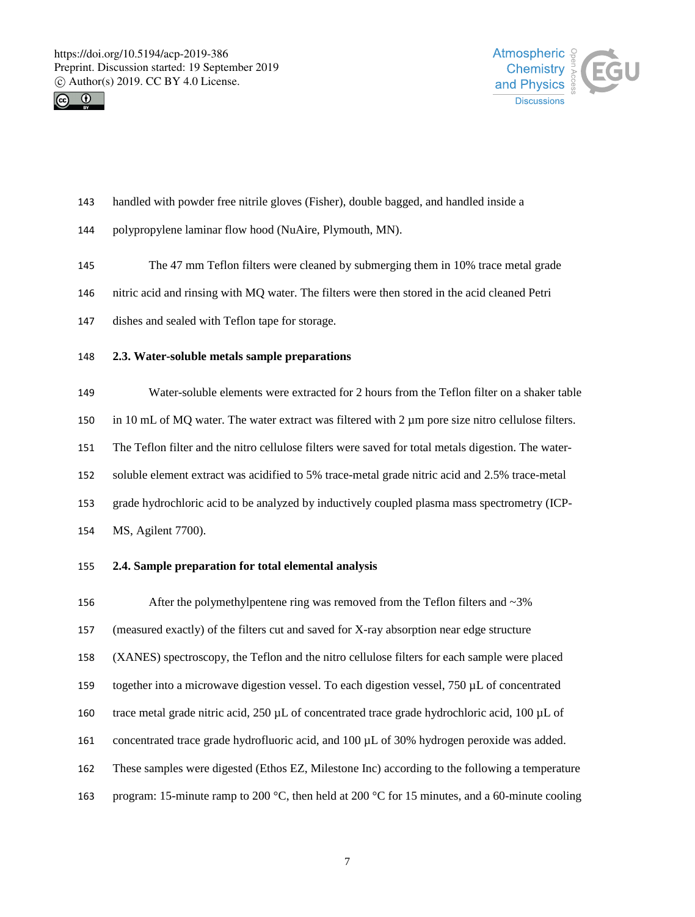handled with powder free nitrile gloves (Fisher), double bagged, and handled inside a polypropylene laminar flow hood (NuAire, Plymouth, MN).

The 47 mm Teflon filters were cleaned by submerging them in 10% trace metal grade nitric acid and rinsing with MQ water. The filters were then stored in the acid cleaned Petri dishes and sealed with Teflon tape for storage.

### 2.3. Water-soluble metals sample preparations

Water-soluble elements were extracted for 2 hours from the Teflon filter on a shaker table in 10 mL of MQ water. The water extract was filtered with 2 µm pore size nitro cellulose filters. The Teflon filter and the nitro cellulose filters were saved for total metals digestion. The water-soluble element extract was acidified to 5% trace-metal grade nitric acid and 2.5% trace-metal grade hydrochloric acid to be analyzed by inductively coupled plasma mass spectrometry (ICP-MS, Agilent 7700).

### 2.4. Sample preparation for total elemental analysis

After the polymethylpentene ring was removed from the Teflon filters and ~3% (measured exactly) of the filters cut and saved for X-ray absorption near edge structure (XANES) spectroscopy, the Teflon and the nitro cellulose filters for each sample were placed together into a microwave digestion vessel. To each digestion vessel, 750 µL of concentrated trace metal grade nitric acid, 250 µL of concentrated trace grade hydrochloric acid, 100 µL of concentrated trace grade hydrofluoric acid, and 100 µL of 30% hydrogen peroxide was added. These samples were digested (Ethos EZ, Milestone Inc) according to the following a temperature program: 15-minute ramp to 200 °C, then held at 200 °C for 15 minutes, and a 60-minute cooling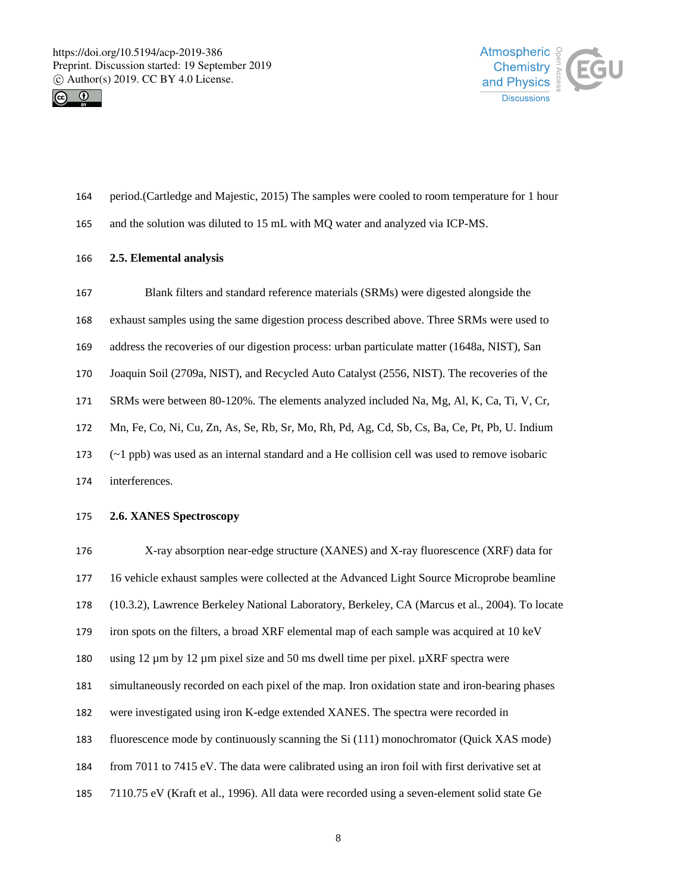period.(Cartledge and Majestic, 2015) The samples were cooled to room temperature for 1 hour and the solution was diluted to 15 mL with MQ water and analyzed via ICP-MS.

## 2.5. Elemental analysis

Blank filters and standard reference materials (SRMs) were digested alongside the exhaust samples using the same digestion process described above. Three SRMs were used to address the recoveries of our digestion process: urban particulate matter (1648a, NIST), San Joaquin Soil (2709a, NIST), and Recycled Auto Catalyst (2556, NIST). The recoveries of the SRMs were between 80-120%. The elements analyzed included Na, Mg, Al, K, Ca, Ti, V, Cr, Mn, Fe, Co, Ni, Cu, Zn, As, Se, Rb, Sr, Mo, Rh, Pd, Ag, Cd, Sb, Cs, Ba, Ce, Pt, Pb, U. Indium (~1 ppb) was used as an internal standard and a He collision cell was used to remove isobaric interferences.

## 2.6. XANES Spectroscopy

X-ray absorption near-edge structure (XANES) and X-ray fluorescence (XRF) data for 16 vehicle exhaust samples were collected at the Advanced Light Source Microprobe beamline (10.3.2), Lawrence Berkeley National Laboratory, Berkeley, CA (Marcus et al., 2004). To locate iron spots on the filters, a broad XRF elemental map of each sample was acquired at 10 keV using 12 µm by 12 µm pixel size and 50 ms dwell time per pixel. µXRF spectra were simultaneously recorded on each pixel of the map. Iron oxidation state and iron-bearing phases were investigated using iron K-edge extended XANES. The spectra were recorded in fluorescence mode by continuously scanning the Si (111) monochromator (Quick XAS mode) from 7011 to 7415 eV. The data were calibrated using an iron foil with first derivative set at 7110.75 eV (Kraft et al., 1996). All data were recorded using a seven-element solid state Ge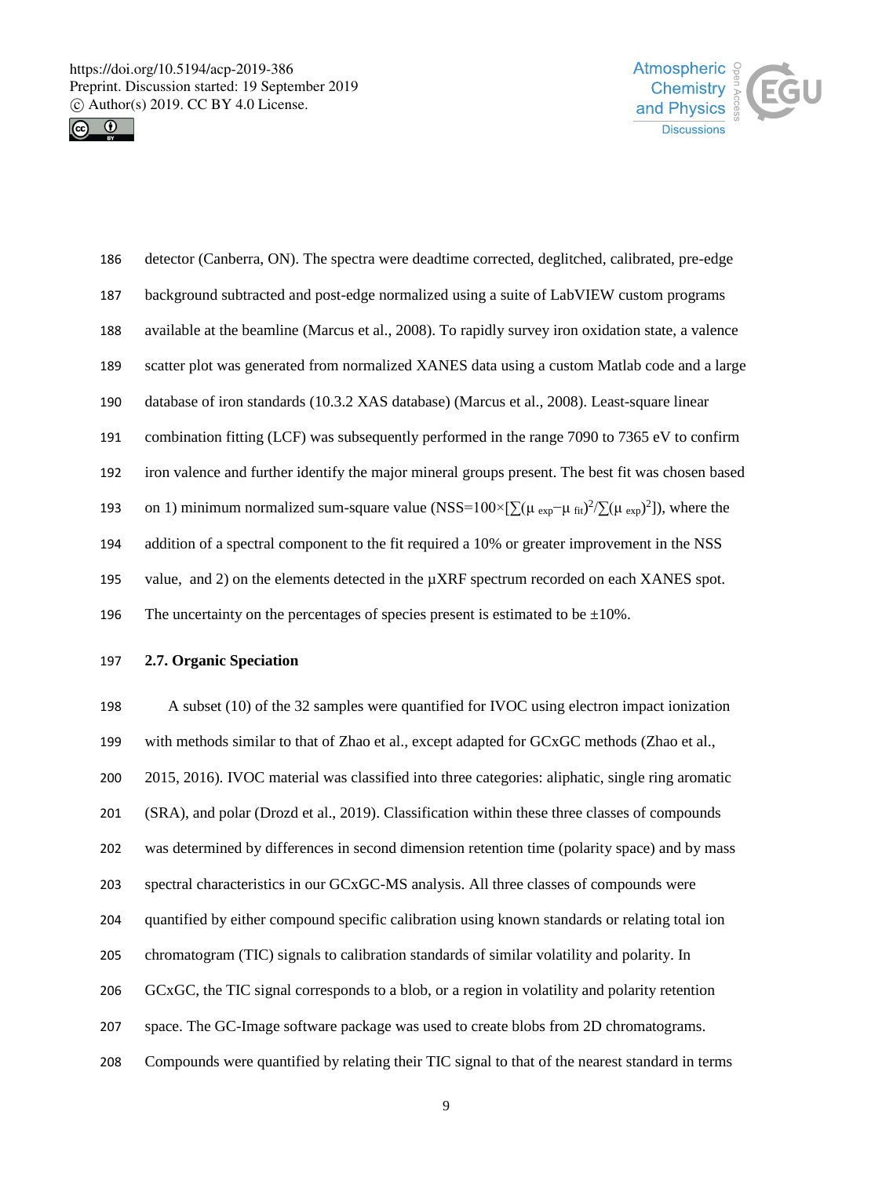detector (Canberra, ON). The spectra were deadtime corrected, deglitched, calibrated, pre-edge background subtracted and post-edge normalized using a suite of LabVIEW custom programs available at the beamline (Marcus et al., 2008). To rapidly survey iron oxidation state, a valence scatter plot was generated from normalized XANES data using a custom Matlab code and a large database of iron standards (10.3.2 XAS database) (Marcus et al., 2008). Least-square linear combination fitting (LCF) was subsequently performed in the range 7090 to 7365 eV to confirm iron valence and further identify the major mineral groups present. The best fit was chosen based on 1) minimum normalized sum-square value ($NSS=100\times[\sum(\mu_{exp}-\mu_{fit})^2/\sum(\mu_{exp})^2]$), where the addition of a spectral component to the fit required a 10% or greater improvement in the NSS value, and 2) on the elements detected in the µXRF spectrum recorded on each XANES spot. The uncertainty on the percentages of species present is estimated to be ±10%.

### 2.7. Organic Speciation

A subset (10) of the 32 samples were quantified for IVOC using electron impact ionization with methods similar to that of Zhao et al., except adapted for GCxGC methods (Zhao et al., 2015, 2016). IVOC material was classified into three categories: aliphatic, single ring aromatic (SRA), and polar (Drozd et al., 2019). Classification within these three classes of compounds was determined by differences in second dimension retention time (polarity space) and by mass spectral characteristics in our GCxGC-MS analysis. All three classes of compounds were quantified by either compound specific calibration using known standards or relating total ion chromatogram (TIC) signals to calibration standards of similar volatility and polarity. In GCxGC, the TIC signal corresponds to a blob, or a region in volatility and polarity retention space. The GC-Image software package was used to create blobs from 2D chromatograms. Compounds were quantified by relating their TIC signal to that of the nearest standard in terms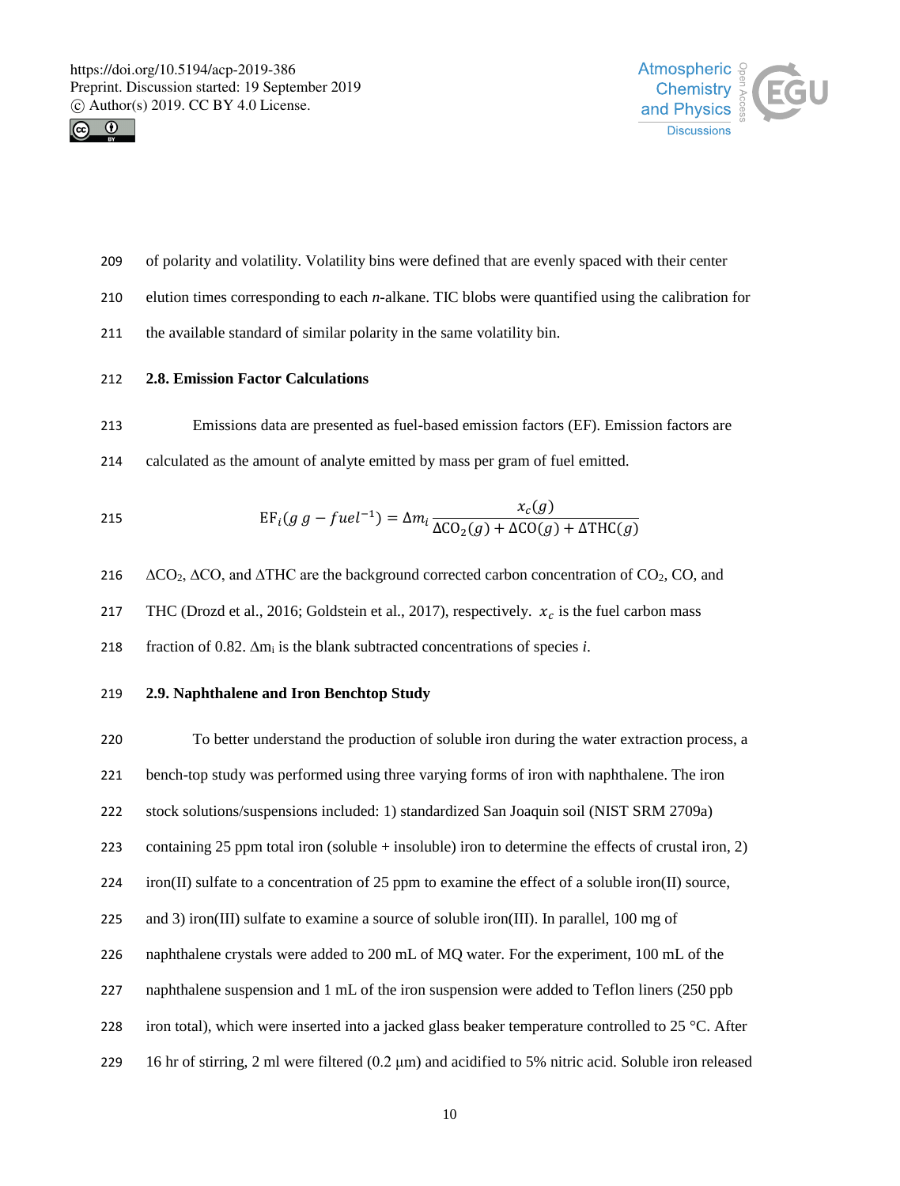of polarity and volatility. Volatility bins were defined that are evenly spaced with their center elution times corresponding to each *n*-alkane. TIC blobs were quantified using the calibration for the available standard of similar polarity in the same volatility bin.

## 2.8. Emission Factor Calculations

Emissions data are presented as fuel-based emission factors (EF). Emission factors are calculated as the amount of analyte emitted by mass per gram of fuel emitted.

$$\mathrm{EF}_i(g\ g - fuel^{-1}) = \Delta m_i \frac{x_c(g)}{\Delta \mathrm{CO_2}(g) + \Delta \mathrm{CO}(g) + \Delta \mathrm{THC}(g)}$$

$\Delta CO_2$, $\Delta CO$, and $\Delta THC$ are the background corrected carbon concentration of $CO_2$, CO, and THC (Drozd et al., 2016; Goldstein et al., 2017), respectively. $x_c$ is the fuel carbon mass fraction of 0.82. $\Delta m_i$ is the blank subtracted concentrations of species *i*.

## 2.9. Naphthalene and Iron Benchtop Study

To better understand the production of soluble iron during the water extraction process, a bench-top study was performed using three varying forms of iron with naphthalene. The iron stock solutions/suspensions included: 1) standardized San Joaquin soil (NIST SRM 2709a) containing 25 ppm total iron (soluble + insoluble) iron to determine the effects of crustal iron, 2) iron(II) sulfate to a concentration of 25 ppm to examine the effect of a soluble iron(II) source, and 3) iron(III) sulfate to examine a source of soluble iron(III). In parallel, 100 mg of naphthalene crystals were added to 200 mL of MQ water. For the experiment, 100 mL of the naphthalene suspension and 1 mL of the iron suspension were added to Teflon liners (250 ppb iron total), which were inserted into a jacked glass beaker temperature controlled to 25 °C. After 16 hr of stirring, 2 ml were filtered (0.2 µm) and acidified to 5% nitric acid. Soluble iron released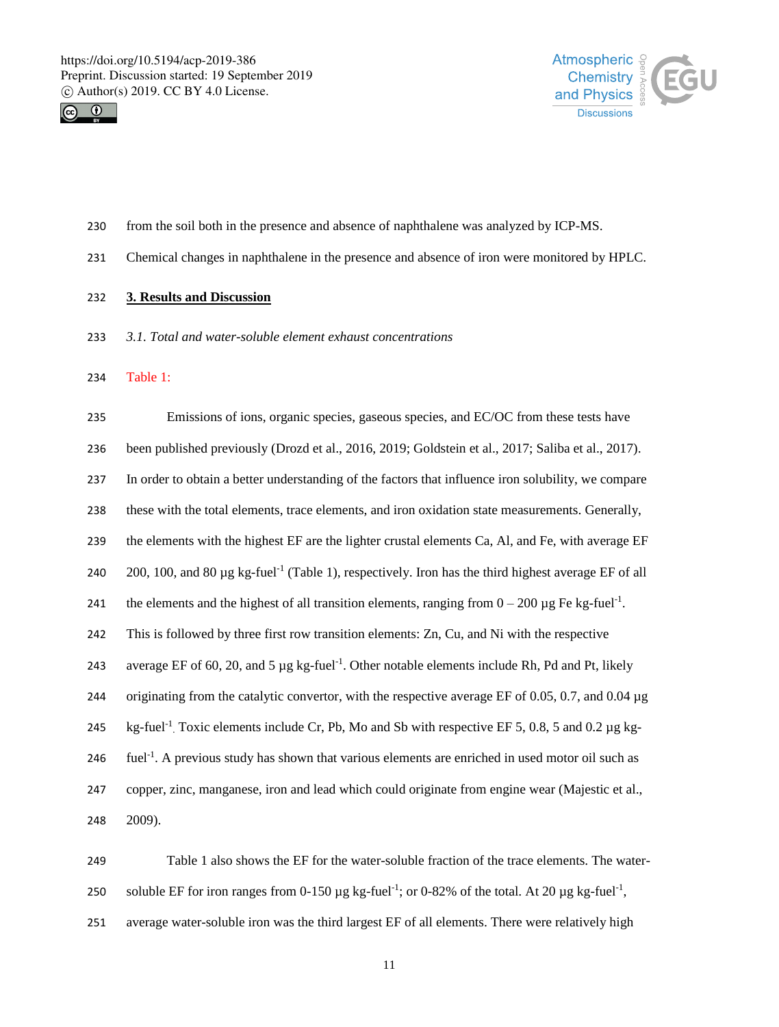from the soil both in the presence and absence of naphthalene was analyzed by ICP-MS. Chemical changes in naphthalene in the presence and absence of iron were monitored by HPLC.

## 3. Results and Discussion

### *3.1. Total and water-soluble element exhaust concentrations*

Table 1:

Emissions of ions, organic species, gaseous species, and EC/OC from these tests have been published previously (Drozd et al., 2016, 2019; Goldstein et al., 2017; Saliba et al., 2017). In order to obtain a better understanding of the factors that influence iron solubility, we compare these with the total elements, trace elements, and iron oxidation state measurements. Generally, the elements with the highest EF are the lighter crustal elements Ca, Al, and Fe, with average EF 200, 100, and 80 µg kg-fuel$^{-1}$ (Table 1), respectively. Iron has the third highest average EF of all the elements and the highest of all transition elements, ranging from 0 – 200 µg Fe kg-fuel$^{-1}$. This is followed by three first row transition elements: Zn, Cu, and Ni with the respective average EF of 60, 20, and 5 µg kg-fuel$^{-1}$. Other notable elements include Rh, Pd and Pt, likely originating from the catalytic convertor, with the respective average EF of 0.05, 0.7, and 0.04 µg kg-fuel$^{-1}$. Toxic elements include Cr, Pb, Mo and Sb with respective EF 5, 0.8, 5 and 0.2 µg kg-fuel$^{-1}$. A previous study has shown that various elements are enriched in used motor oil such as copper, zinc, manganese, iron and lead which could originate from engine wear (Majestic et al., 2009).

Table 1 also shows the EF for the water-soluble fraction of the trace elements. The water-soluble EF for iron ranges from 0-150 µg kg-fuel$^{-1}$; or 0-82% of the total. At 20 µg kg-fuel$^{-1}$, average water-soluble iron was the third largest EF of all elements. There were relatively high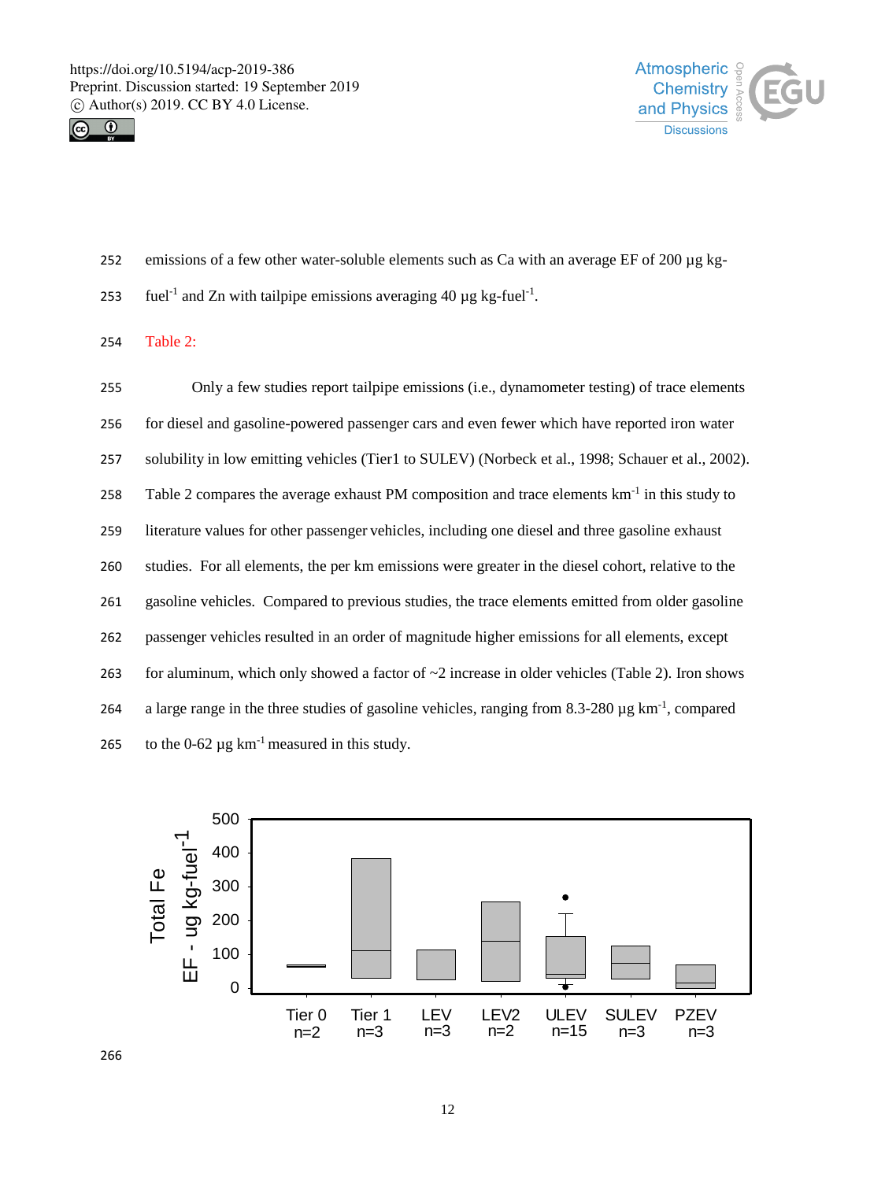emissions of a few other water-soluble elements such as Ca with an average EF of 200 µg kg-fuel$^{-1}$ and Zn with tailpipe emissions averaging 40 µg kg-fuel$^{-1}$.

Table 2:

Only a few studies report tailpipe emissions (i.e., dynamometer testing) of trace elements for diesel and gasoline-powered passenger cars and even fewer which have reported iron water solubility in low emitting vehicles (Tier1 to SULEV) (Norbeck et al., 1998; Schauer et al., 2002). Table 2 compares the average exhaust PM composition and trace elements km$^{-1}$ in this study to literature values for other passenger vehicles, including one diesel and three gasoline exhaust studies. For all elements, the per km emissions were greater in the diesel cohort, relative to the gasoline vehicles. Compared to previous studies, the trace elements emitted from older gasoline passenger vehicles resulted in an order of magnitude higher emissions for all elements, except for aluminum, which only showed a factor of ~2 increase in older vehicles (Table 2). Iron shows a large range in the three studies of gasoline vehicles, ranging from 8.3-280 µg km$^{-1}$, compared to the 0-62 µg km$^{-1}$ measured in this study.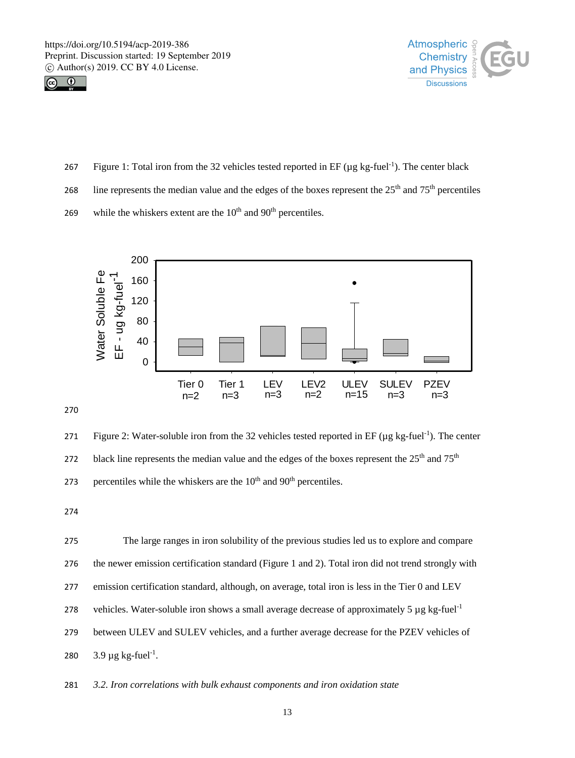Figure 1: Total iron from the 32 vehicles tested reported in EF (µg kg-fuel$^{-1}$). The center black line represents the median value and the edges of the boxes represent the 25$^{th}$ and 75$^{th}$ percentiles while the whiskers extent are the 10$^{th}$ and 90$^{th}$ percentiles.

Figure 2: Water-soluble iron from the 32 vehicles tested reported in EF (µg kg-fuel$^{-1}$). The center black line represents the median value and the edges of the boxes represent the 25$^{th}$ and 75$^{th}$ percentiles while the whiskers are the 10$^{th}$ and 90$^{th}$ percentiles.

The large ranges in iron solubility of the previous studies led us to explore and compare the newer emission certification standard (Figure 1 and 2). Total iron did not trend strongly with emission certification standard, although, on average, total iron is less in the Tier 0 and LEV vehicles. Water-soluble iron shows a small average decrease of approximately 5 µg kg-fuel$^{-1}$ between ULEV and SULEV vehicles, and a further average decrease for the PZEV vehicles of 3.9 µg kg-fuel$^{-1}$.

### *3.2. Iron correlations with bulk exhaust components and iron oxidation state*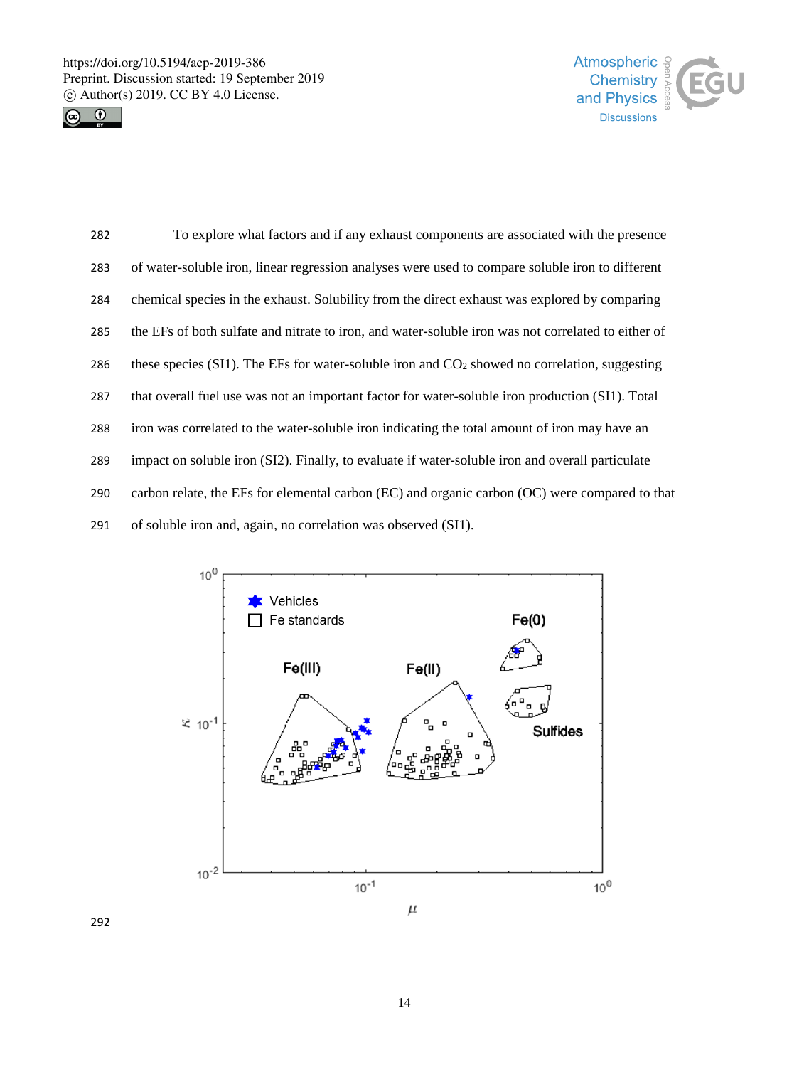To explore what factors and if any exhaust components are associated with the presence of water-soluble iron, linear regression analyses were used to compare soluble iron to different chemical species in the exhaust. Solubility from the direct exhaust was explored by comparing the EFs of both sulfate and nitrate to iron, and water-soluble iron was not correlated to either of these species (SI1). The EFs for water-soluble iron and $CO_2$ showed no correlation, suggesting that overall fuel use was not an important factor for water-soluble iron production (SI1). Total iron was correlated to the water-soluble iron indicating the total amount of iron may have an impact on soluble iron (SI2). Finally, to evaluate if water-soluble iron and overall particulate carbon relate, the EFs for elemental carbon (EC) and organic carbon (OC) were compared to that of soluble iron and, again, no correlation was observed (SI1).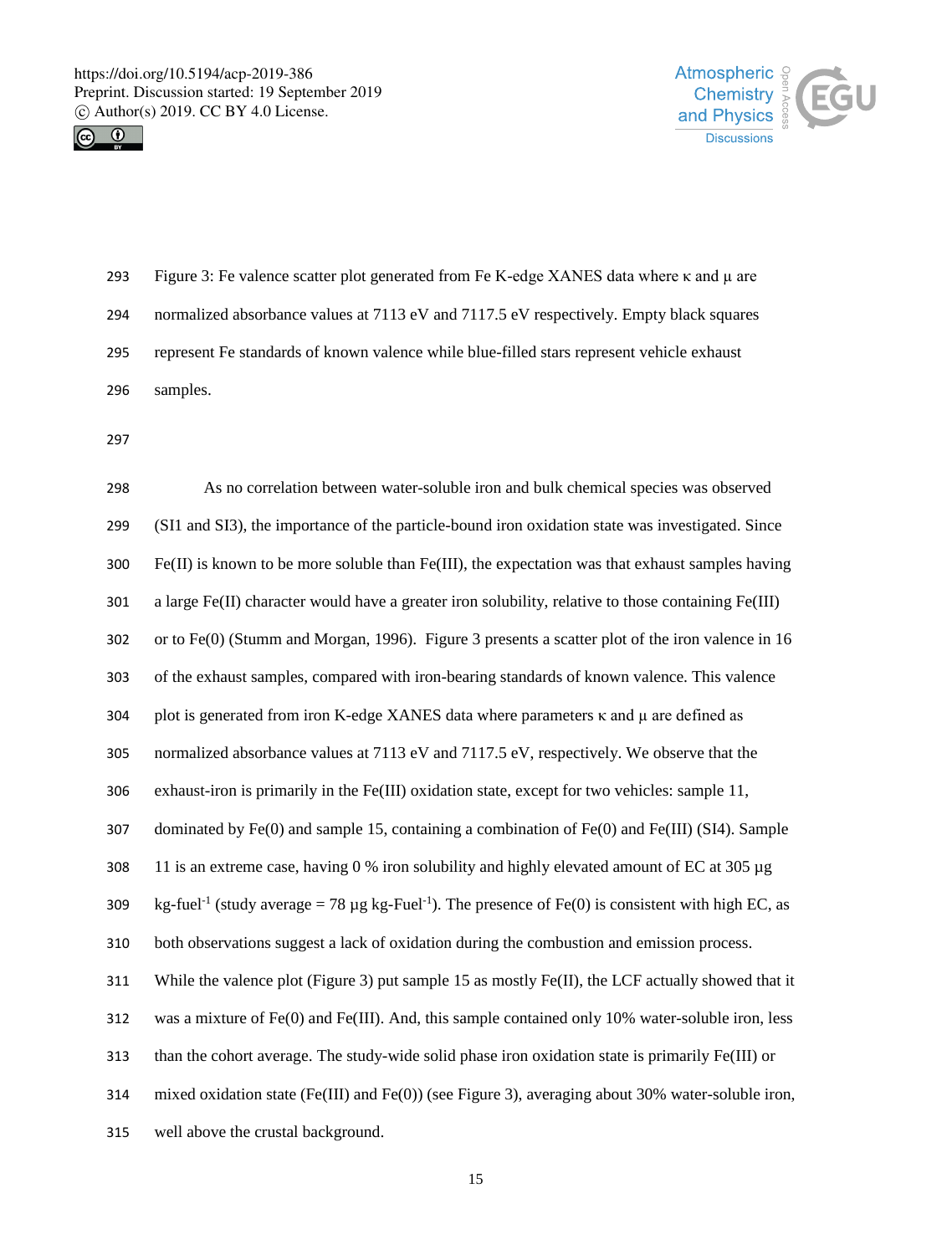Figure 3: Fe valence scatter plot generated from Fe K-edge XANES data where κ and μ are normalized absorbance values at 7113 eV and 7117.5 eV respectively. Empty black squares represent Fe standards of known valence while blue-filled stars represent vehicle exhaust samples.

As no correlation between water-soluble iron and bulk chemical species was observed (SI1 and SI3), the importance of the particle-bound iron oxidation state was investigated. Since Fe(II) is known to be more soluble than Fe(III), the expectation was that exhaust samples having a large Fe(II) character would have a greater iron solubility, relative to those containing Fe(III) or to Fe(0) (Stumm and Morgan, 1996). Figure 3 presents a scatter plot of the iron valence in 16 of the exhaust samples, compared with iron-bearing standards of known valence. This valence plot is generated from iron K-edge XANES data where parameters κ and μ are defined as normalized absorbance values at 7113 eV and 7117.5 eV, respectively. We observe that the exhaust-iron is primarily in the Fe(III) oxidation state, except for two vehicles: sample 11, dominated by Fe(0) and sample 15, containing a combination of Fe(0) and Fe(III) (SI4). Sample 11 is an extreme case, having 0 % iron solubility and highly elevated amount of EC at 305 μg kg-fuel$^{-1}$ (study average = 78 μg kg-Fuel$^{-1}$). The presence of Fe(0) is consistent with high EC, as both observations suggest a lack of oxidation during the combustion and emission process. While the valence plot (Figure 3) put sample 15 as mostly Fe(II), the LCF actually showed that it was a mixture of Fe(0) and Fe(III). And, this sample contained only 10% water-soluble iron, less than the cohort average. The study-wide solid phase iron oxidation state is primarily Fe(III) or mixed oxidation state (Fe(III) and Fe(0)) (see Figure 3), averaging about 30% water-soluble iron, well above the crustal background.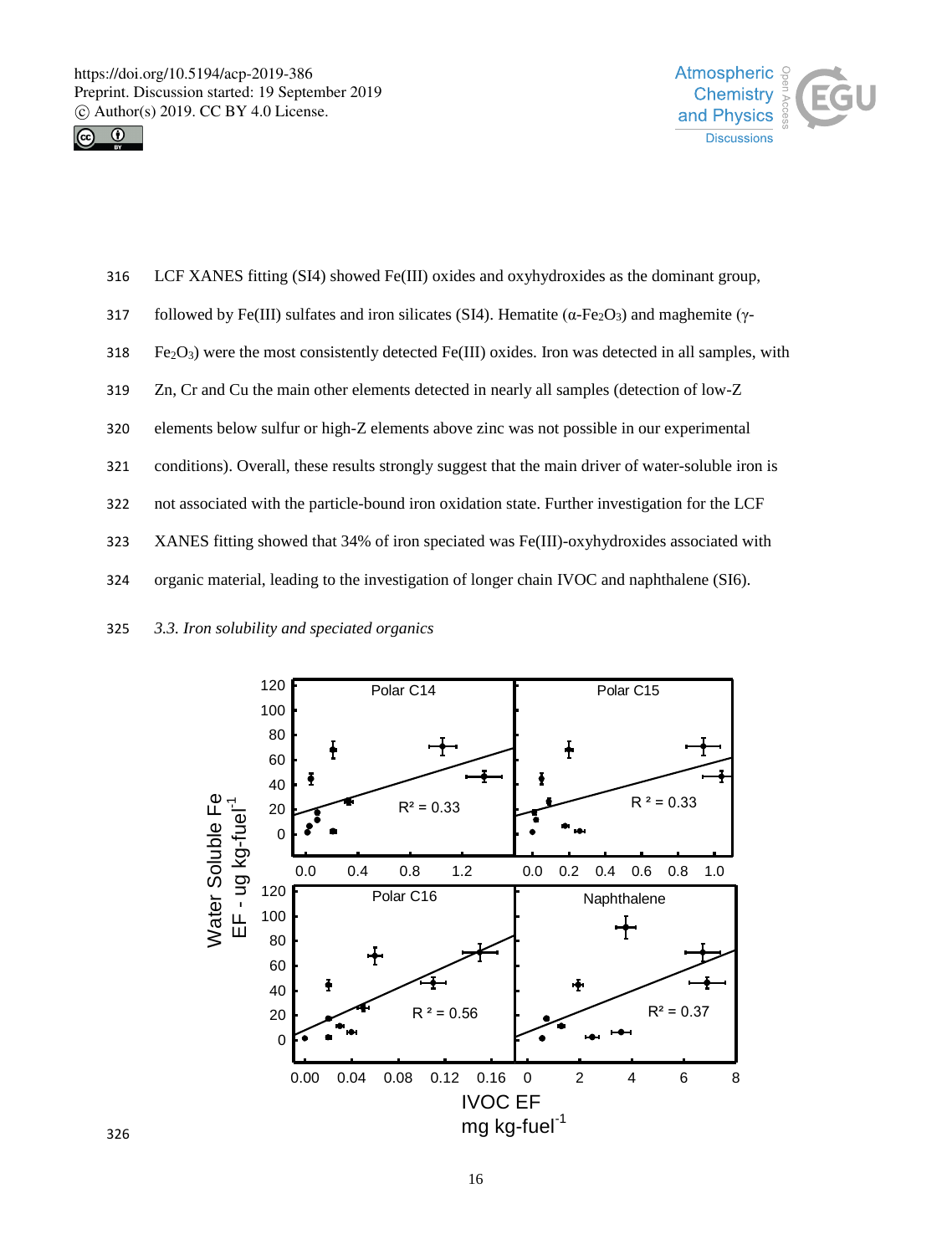LCF XANES fitting (SI4) showed Fe(III) oxides and oxyhydroxides as the dominant group, followed by Fe(III) sulfates and iron silicates (SI4). Hematite ($\alpha$-$Fe_2O_3$) and maghemite ($\gamma$-$Fe_2O_3$) were the most consistently detected Fe(III) oxides. Iron was detected in all samples, with Zn, Cr and Cu the main other elements detected in nearly all samples (detection of low-Z elements below sulfur or high-Z elements above zinc was not possible in our experimental conditions). Overall, these results strongly suggest that the main driver of water-soluble iron is not associated with the particle-bound iron oxidation state. Further investigation for the LCF XANES fitting showed that 34% of iron speciated was Fe(III)-oxyhydroxides associated with organic material, leading to the investigation of longer chain IVOC and naphthalene (SI6).

### 3.3. *Iron solubility and speciated organics*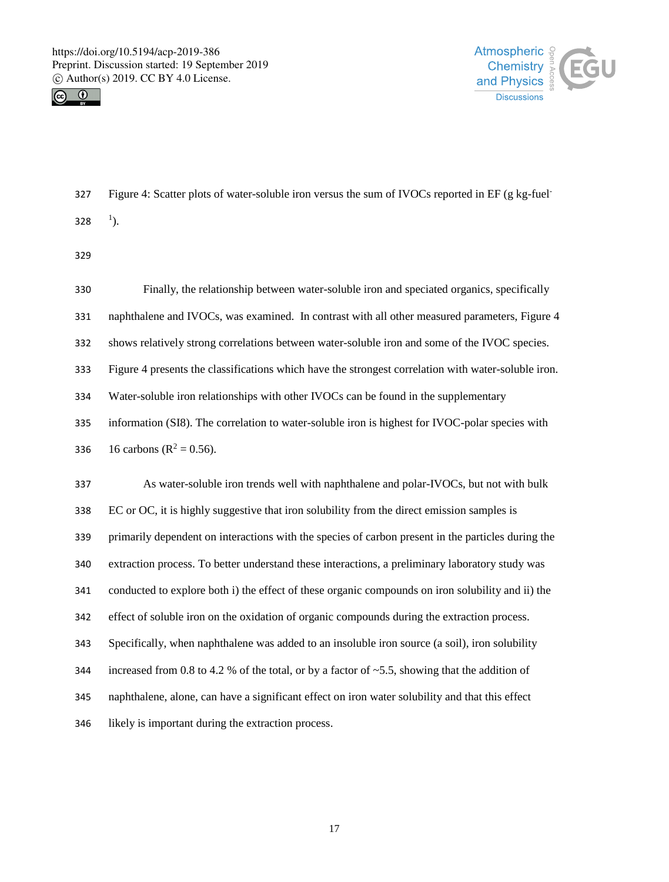Figure 4: Scatter plots of water-soluble iron versus the sum of IVOCs reported in EF (g kg-fuel$^{-1}$).

Finally, the relationship between water-soluble iron and speciated organics, specifically naphthalene and IVOCs, was examined. In contrast with all other measured parameters, Figure 4 shows relatively strong correlations between water-soluble iron and some of the IVOC species. Figure 4 presents the classifications which have the strongest correlation with water-soluble iron. Water-soluble iron relationships with other IVOCs can be found in the supplementary information (SI8). The correlation to water-soluble iron is highest for IVOC-polar species with 16 carbons ($R^2 = 0.56$).

As water-soluble iron trends well with naphthalene and polar-IVOCs, but not with bulk EC or OC, it is highly suggestive that iron solubility from the direct emission samples is primarily dependent on interactions with the species of carbon present in the particles during the extraction process. To better understand these interactions, a preliminary laboratory study was conducted to explore both i) the effect of these organic compounds on iron solubility and ii) the effect of soluble iron on the oxidation of organic compounds during the extraction process. Specifically, when naphthalene was added to an insoluble iron source (a soil), iron solubility increased from 0.8 to 4.2 % of the total, or by a factor of ~5.5, showing that the addition of naphthalene, alone, can have a significant effect on iron water solubility and that this effect likely is important during the extraction process.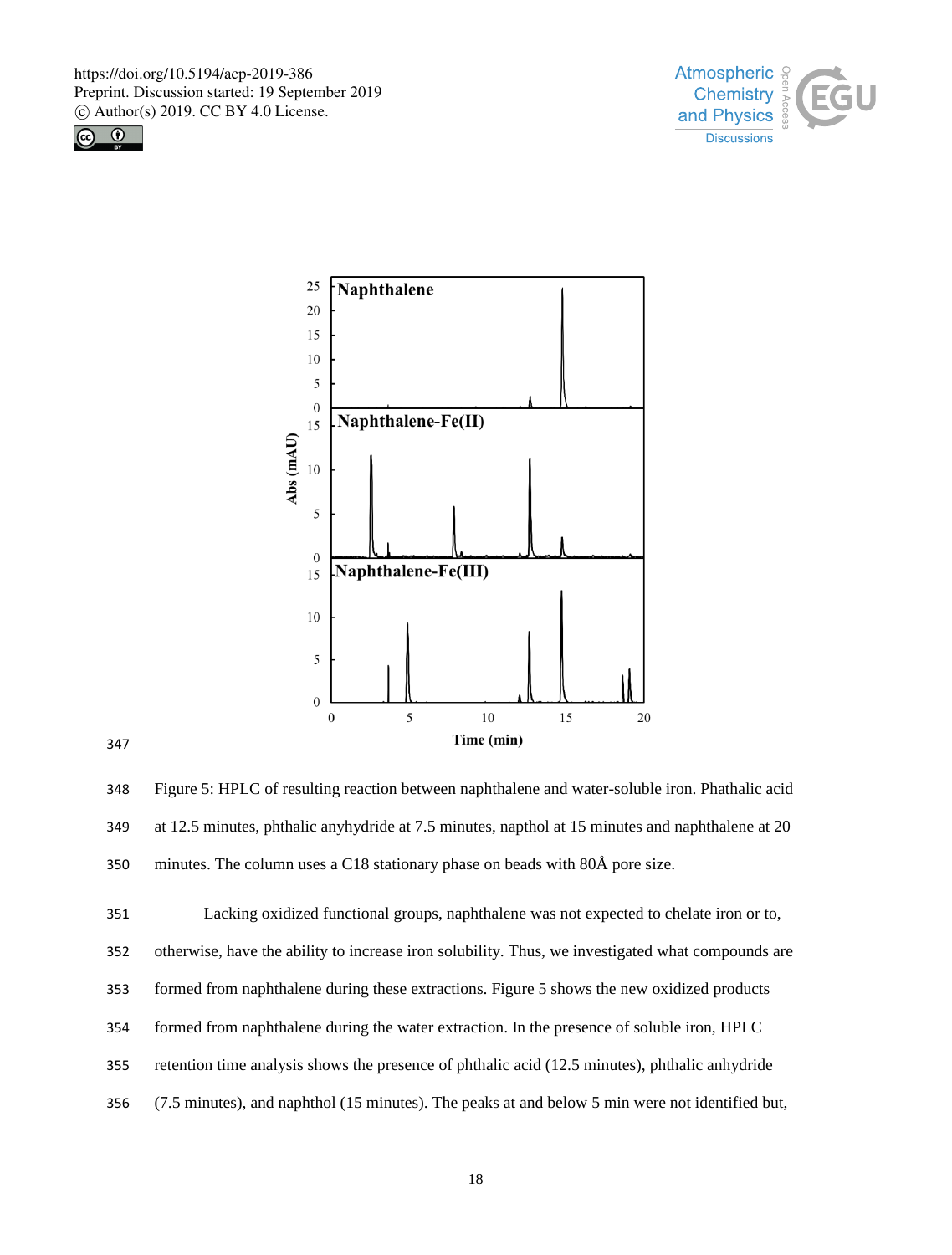Figure 5: HPLC of resulting reaction between naphthalene and water-soluble iron. Phathalic acid at 12.5 minutes, phthalic anyhydride at 7.5 minutes, napthol at 15 minutes and naphthalene at 20 minutes. The column uses a C18 stationary phase on beads with 80Å pore size.

Lacking oxidized functional groups, naphthalene was not expected to chelate iron or to, otherwise, have the ability to increase iron solubility. Thus, we investigated what compounds are formed from naphthalene during these extractions. Figure 5 shows the new oxidized products formed from naphthalene during the water extraction. In the presence of soluble iron, HPLC retention time analysis shows the presence of phthalic acid (12.5 minutes), phthalic anhydride (7.5 minutes), and naphthol (15 minutes). The peaks at and below 5 min were not identified but,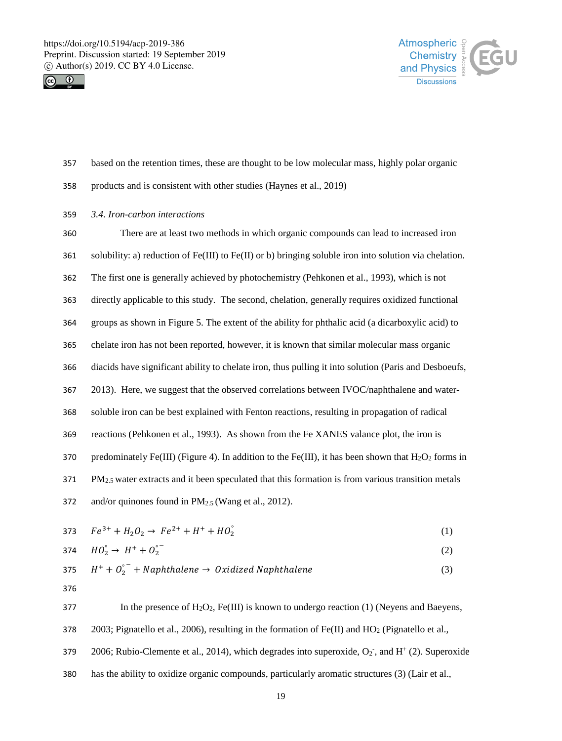based on the retention times, these are thought to be low molecular mass, highly polar organic products and is consistent with other studies (Haynes et al., 2019)

### *3.4. Iron-carbon interactions*

There are at least two methods in which organic compounds can lead to increased iron solubility: a) reduction of Fe(III) to Fe(II) or b) bringing soluble iron into solution via chelation. The first one is generally achieved by photochemistry (Pehkonen et al., 1993), which is not directly applicable to this study. The second, chelation, generally requires oxidized functional groups as shown in Figure 5. The extent of the ability for phthalic acid (a dicarboxylic acid) to chelate iron has not been reported, however, it is known that similar molecular mass organic diacids have significant ability to chelate iron, thus pulling it into solution (Paris and Desboeufs, 2013). Here, we suggest that the observed correlations between IVOC/naphthalene and water-soluble iron can be best explained with Fenton reactions, resulting in propagation of radical reactions (Pehkonen et al., 1993). As shown from the Fe XANES valance plot, the iron is predominately Fe(III) (Figure 4). In addition to the Fe(III), it has been shown that $H_2O_2$ forms in $PM_{2.5}$ water extracts and it been speculated that this formation is from various transition metals and/or quinones found in $PM_{2.5}$ (Wang et al., 2012).

$$Fe^{3+} + H_2O_2 \rightarrow Fe^{2+} + H^+ + HO_2^{\circ} \tag{1}$$

$$HO_2^{\circ} \rightarrow H^+ + O_2^{\circ -} \tag{2}$$

$$H^+ + O_2^{\circ -} + Naphthalene \rightarrow Oxidized\ Naphthalene \tag{3}$$

In the presence of $H_2O_2$, Fe(III) is known to undergo reaction (1) (Neyens and Baeyens, 2003; Pignatello et al., 2006), resulting in the formation of Fe(II) and $HO_2$ (Pignatello et al., 2006; Rubio-Clemente et al., 2014), which degrades into superoxide, $O_2^-$, and $H^+$ (2). Superoxide has the ability to oxidize organic compounds, particularly aromatic structures (3) (Lair et al.,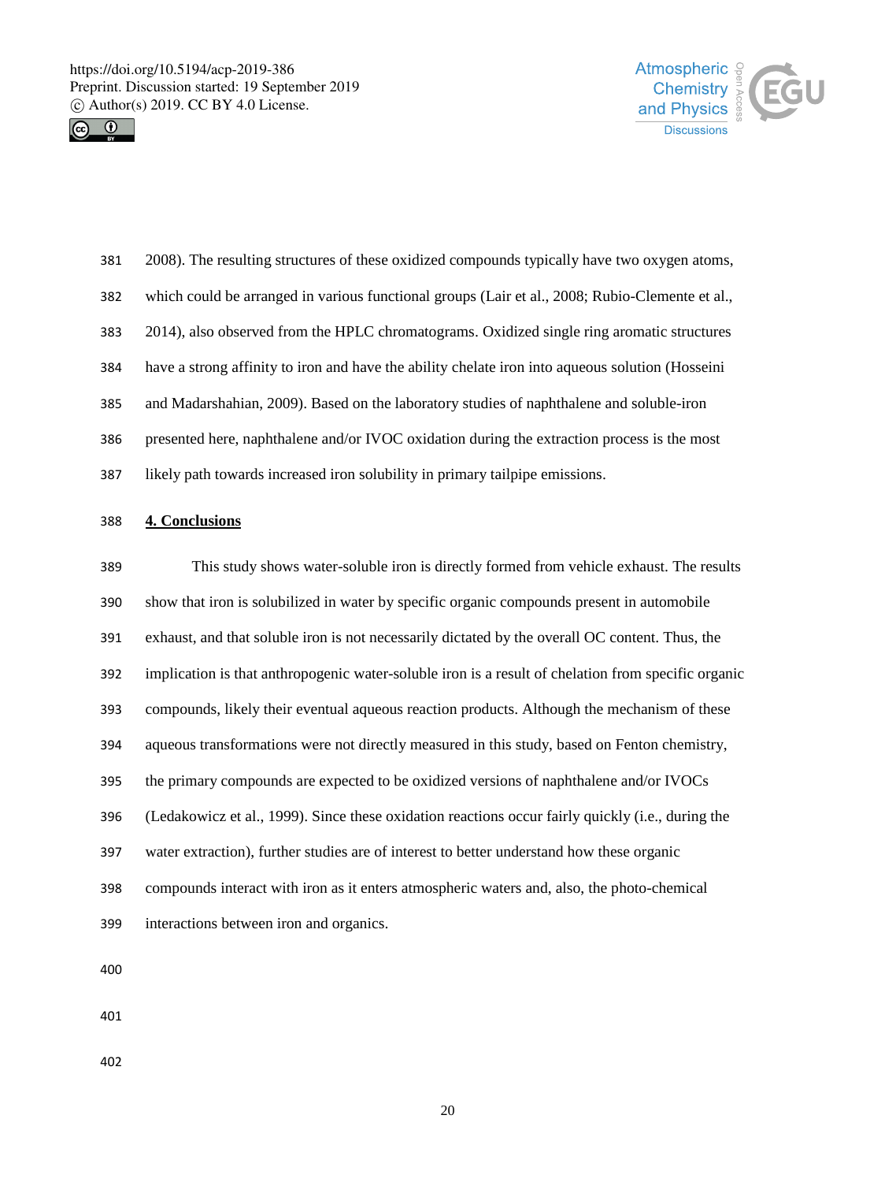2008). The resulting structures of these oxidized compounds typically have two oxygen atoms, which could be arranged in various functional groups (Lair et al., 2008; Rubio-Clemente et al., 2014), also observed from the HPLC chromatograms. Oxidized single ring aromatic structures have a strong affinity to iron and have the ability chelate iron into aqueous solution (Hosseini and Madarshahian, 2009). Based on the laboratory studies of naphthalene and soluble-iron presented here, naphthalene and/or IVOC oxidation during the extraction process is the most likely path towards increased iron solubility in primary tailpipe emissions.

## 4. Conclusions

This study shows water-soluble iron is directly formed from vehicle exhaust. The results show that iron is solubilized in water by specific organic compounds present in automobile exhaust, and that soluble iron is not necessarily dictated by the overall OC content. Thus, the implication is that anthropogenic water-soluble iron is a result of chelation from specific organic compounds, likely their eventual aqueous reaction products. Although the mechanism of these aqueous transformations were not directly measured in this study, based on Fenton chemistry, the primary compounds are expected to be oxidized versions of naphthalene and/or IVOCs (Ledakowicz et al., 1999). Since these oxidation reactions occur fairly quickly (i.e., during the water extraction), further studies are of interest to better understand how these organic compounds interact with iron as it enters atmospheric waters and, also, the photo-chemical interactions between iron and organics.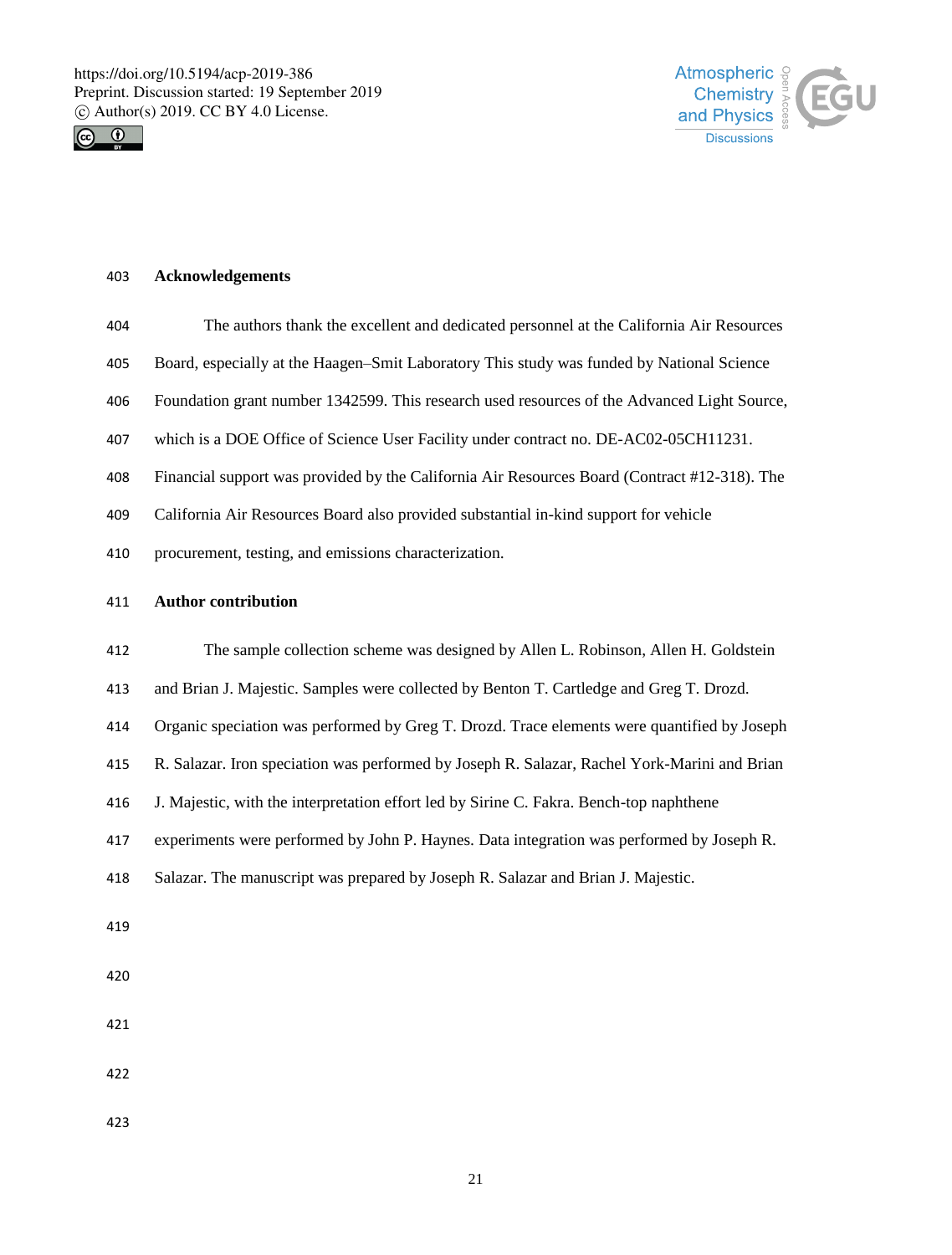## Acknowledgements

The authors thank the excellent and dedicated personnel at the California Air Resources Board, especially at the Haagen–Smit Laboratory This study was funded by National Science Foundation grant number 1342599. This research used resources of the Advanced Light Source, which is a DOE Office of Science User Facility under contract no. DE-AC02-05CH11231. Financial support was provided by the California Air Resources Board (Contract #12-318). The California Air Resources Board also provided substantial in-kind support for vehicle procurement, testing, and emissions characterization.

## Author contribution

The sample collection scheme was designed by Allen L. Robinson, Allen H. Goldstein and Brian J. Majestic. Samples were collected by Benton T. Cartledge and Greg T. Drozd. Organic speciation was performed by Greg T. Drozd. Trace elements were quantified by Joseph R. Salazar. Iron speciation was performed by Joseph R. Salazar, Rachel York-Marini and Brian J. Majestic, with the interpretation effort led by Sirine C. Fakra. Bench-top naphthene experiments were performed by John P. Haynes. Data integration was performed by Joseph R. Salazar. The manuscript was prepared by Joseph R. Salazar and Brian J. Majestic.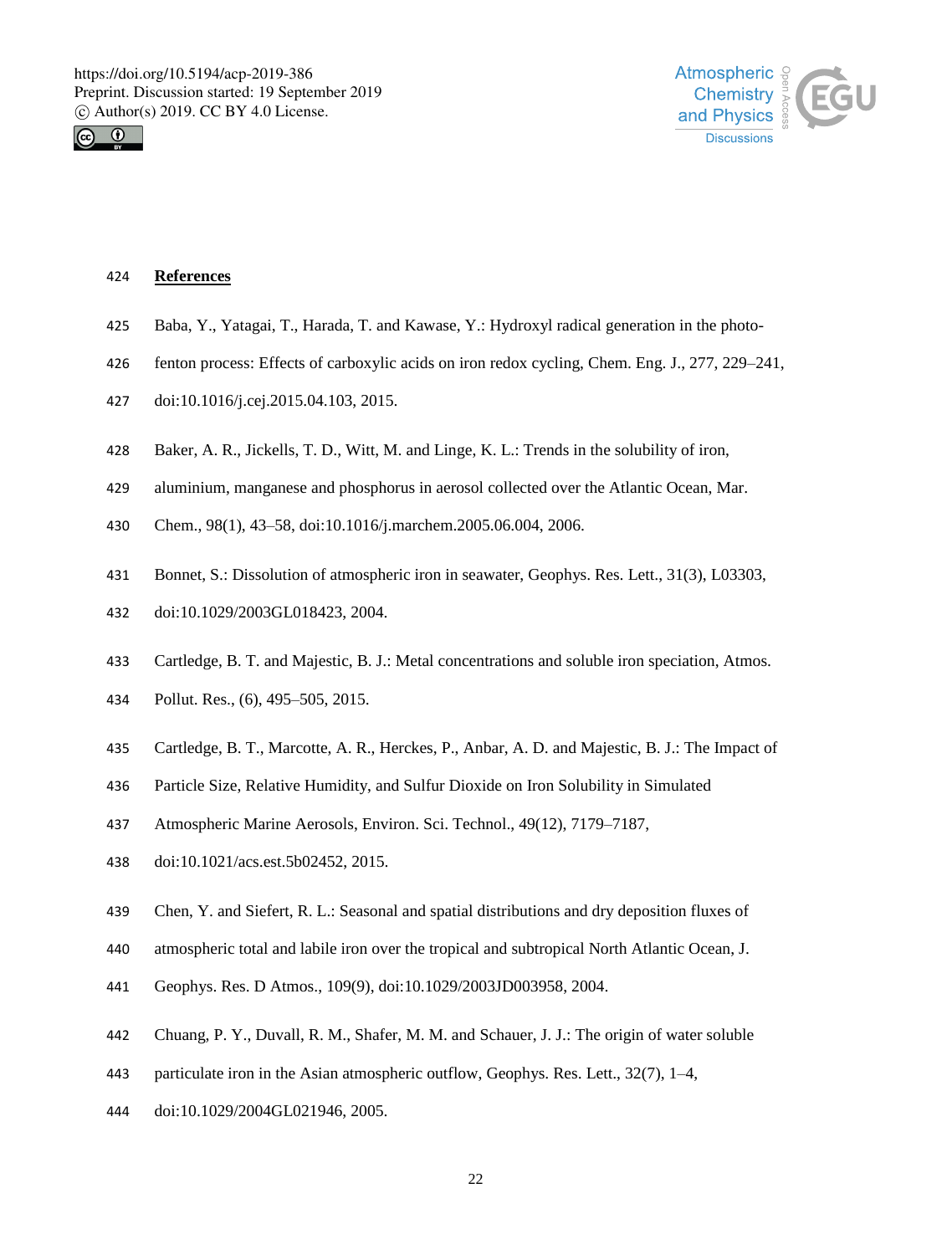## References

Baba, Y., Yatagai, T., Harada, T. and Kawase, Y.: Hydroxyl radical generation in the photo-fenton process: Effects of carboxylic acids on iron redox cycling, Chem. Eng. J., 277, 229–241, doi:10.1016/j.cej.2015.04.103, 2015.

Baker, A. R., Jickells, T. D., Witt, M. and Linge, K. L.: Trends in the solubility of iron, aluminium, manganese and phosphorus in aerosol collected over the Atlantic Ocean, Mar. Chem., 98(1), 43–58, doi:10.1016/j.marchem.2005.06.004, 2006.

Bonnet, S.: Dissolution of atmospheric iron in seawater, Geophys. Res. Lett., 31(3), L03303, doi:10.1029/2003GL018423, 2004.

Cartledge, B. T. and Majestic, B. J.: Metal concentrations and soluble iron speciation, Atmos. Pollut. Res., (6), 495–505, 2015.

Cartledge, B. T., Marcotte, A. R., Herckes, P., Anbar, A. D. and Majestic, B. J.: The Impact of Particle Size, Relative Humidity, and Sulfur Dioxide on Iron Solubility in Simulated Atmospheric Marine Aerosols, Environ. Sci. Technol., 49(12), 7179–7187, doi:10.1021/acs.est.5b02452, 2015.

Chen, Y. and Siefert, R. L.: Seasonal and spatial distributions and dry deposition fluxes of atmospheric total and labile iron over the tropical and subtropical North Atlantic Ocean, J. Geophys. Res. D Atmos., 109(9), doi:10.1029/2003JD003958, 2004.

Chuang, P. Y., Duvall, R. M., Shafer, M. M. and Schauer, J. J.: The origin of water soluble particulate iron in the Asian atmospheric outflow, Geophys. Res. Lett., 32(7), 1–4, doi:10.1029/2004GL021946, 2005.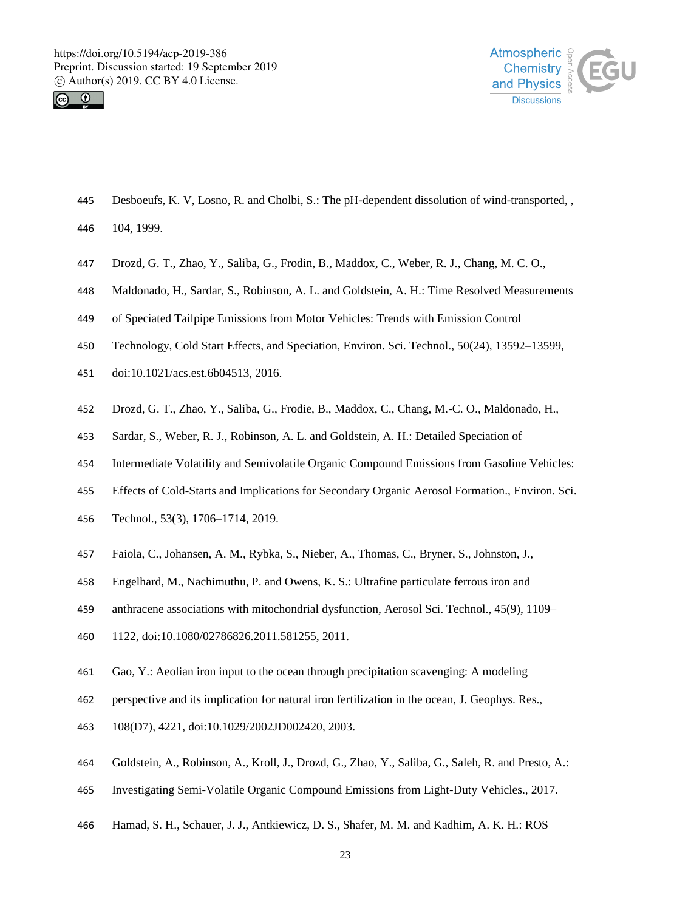445 Desboeufs, K. V, Losno, R. and Cholbi, S.: The pH-dependent dissolution of wind-transported, ,
446 104, 1999.

447 Drozd, G. T., Zhao, Y., Saliba, G., Frodin, B., Maddox, C., Weber, R. J., Chang, M. C. O.,
448 Maldonado, H., Sardar, S., Robinson, A. L. and Goldstein, A. H.: Time Resolved Measurements
449 of Speciated Tailpipe Emissions from Motor Vehicles: Trends with Emission Control
450 Technology, Cold Start Effects, and Speciation, Environ. Sci. Technol., 50(24), 13592–13599,
451 doi:10.1021/acs.est.6b04513, 2016.

452 Drozd, G. T., Zhao, Y., Saliba, G., Frodie, B., Maddox, C., Chang, M.-C. O., Maldonado, H.,
453 Sardar, S., Weber, R. J., Robinson, A. L. and Goldstein, A. H.: Detailed Speciation of
454 Intermediate Volatility and Semivolatile Organic Compound Emissions from Gasoline Vehicles:
455 Effects of Cold-Starts and Implications for Secondary Organic Aerosol Formation., Environ. Sci.
456 Technol., 53(3), 1706–1714, 2019.

457 Faiola, C., Johansen, A. M., Rybka, S., Nieber, A., Thomas, C., Bryner, S., Johnston, J.,
458 Engelhard, M., Nachimuthu, P. and Owens, K. S.: Ultrafine particulate ferrous iron and
459 anthracene associations with mitochondrial dysfunction, Aerosol Sci. Technol., 45(9), 1109–
460 1122, doi:10.1080/02786826.2011.581255, 2011.

461 Gao, Y.: Aeolian iron input to the ocean through precipitation scavenging: A modeling
462 perspective and its implication for natural iron fertilization in the ocean, J. Geophys. Res.,
463 108(D7), 4221, doi:10.1029/2002JD002420, 2003.

464 Goldstein, A., Robinson, A., Kroll, J., Drozd, G., Zhao, Y., Saliba, G., Saleh, R. and Presto, A.:
465 Investigating Semi-Volatile Organic Compound Emissions from Light-Duty Vehicles., 2017.

466 Hamad, S. H., Schauer, J. J., Antkiewicz, D. S., Shafer, M. M. and Kadhim, A. K. H.: ROS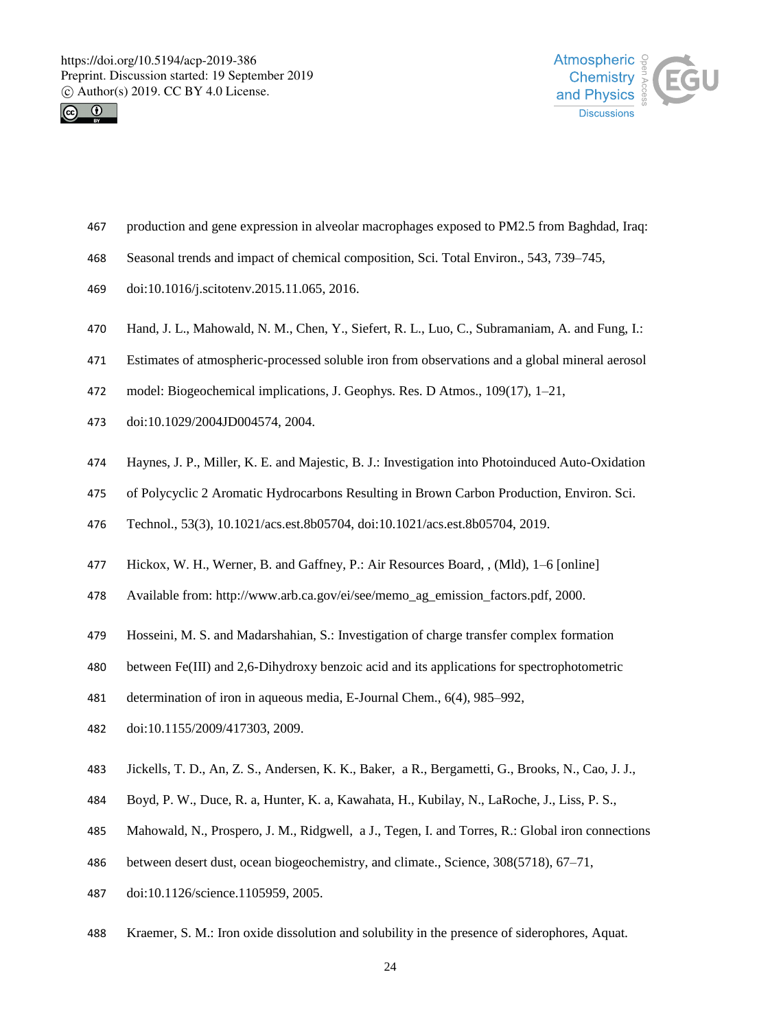production and gene expression in alveolar macrophages exposed to PM2.5 from Baghdad, Iraq: Seasonal trends and impact of chemical composition, Sci. Total Environ., 543, 739–745, doi:10.1016/j.scitotenv.2015.11.065, 2016.

Hand, J. L., Mahowald, N. M., Chen, Y., Siefert, R. L., Luo, C., Subramaniam, A. and Fung, I.: Estimates of atmospheric-processed soluble iron from observations and a global mineral aerosol model: Biogeochemical implications, J. Geophys. Res. D Atmos., 109(17), 1–21, doi:10.1029/2004JD004574, 2004.

Haynes, J. P., Miller, K. E. and Majestic, B. J.: Investigation into Photoinduced Auto-Oxidation of Polycyclic 2 Aromatic Hydrocarbons Resulting in Brown Carbon Production, Environ. Sci. Technol., 53(3), 10.1021/acs.est.8b05704, doi:10.1021/acs.est.8b05704, 2019.

Hickox, W. H., Werner, B. and Gaffney, P.: Air Resources Board, , (Mld), 1–6 [online] Available from: http://www.arb.ca.gov/ei/see/memo_ag_emission_factors.pdf, 2000.

Hosseini, M. S. and Madarshahian, S.: Investigation of charge transfer complex formation between Fe(III) and 2,6-Dihydroxy benzoic acid and its applications for spectrophotometric determination of iron in aqueous media, E-Journal Chem., 6(4), 985–992, doi:10.1155/2009/417303, 2009.

Jickells, T. D., An, Z. S., Andersen, K. K., Baker, a R., Bergametti, G., Brooks, N., Cao, J. J., Boyd, P. W., Duce, R. a, Hunter, K. a, Kawahata, H., Kubilay, N., LaRoche, J., Liss, P. S., Mahowald, N., Prospero, J. M., Ridgwell, a J., Tegen, I. and Torres, R.: Global iron connections between desert dust, ocean biogeochemistry, and climate., Science, 308(5718), 67–71, doi:10.1126/science.1105959, 2005.

Kraemer, S. M.: Iron oxide dissolution and solubility in the presence of siderophores, Aquat.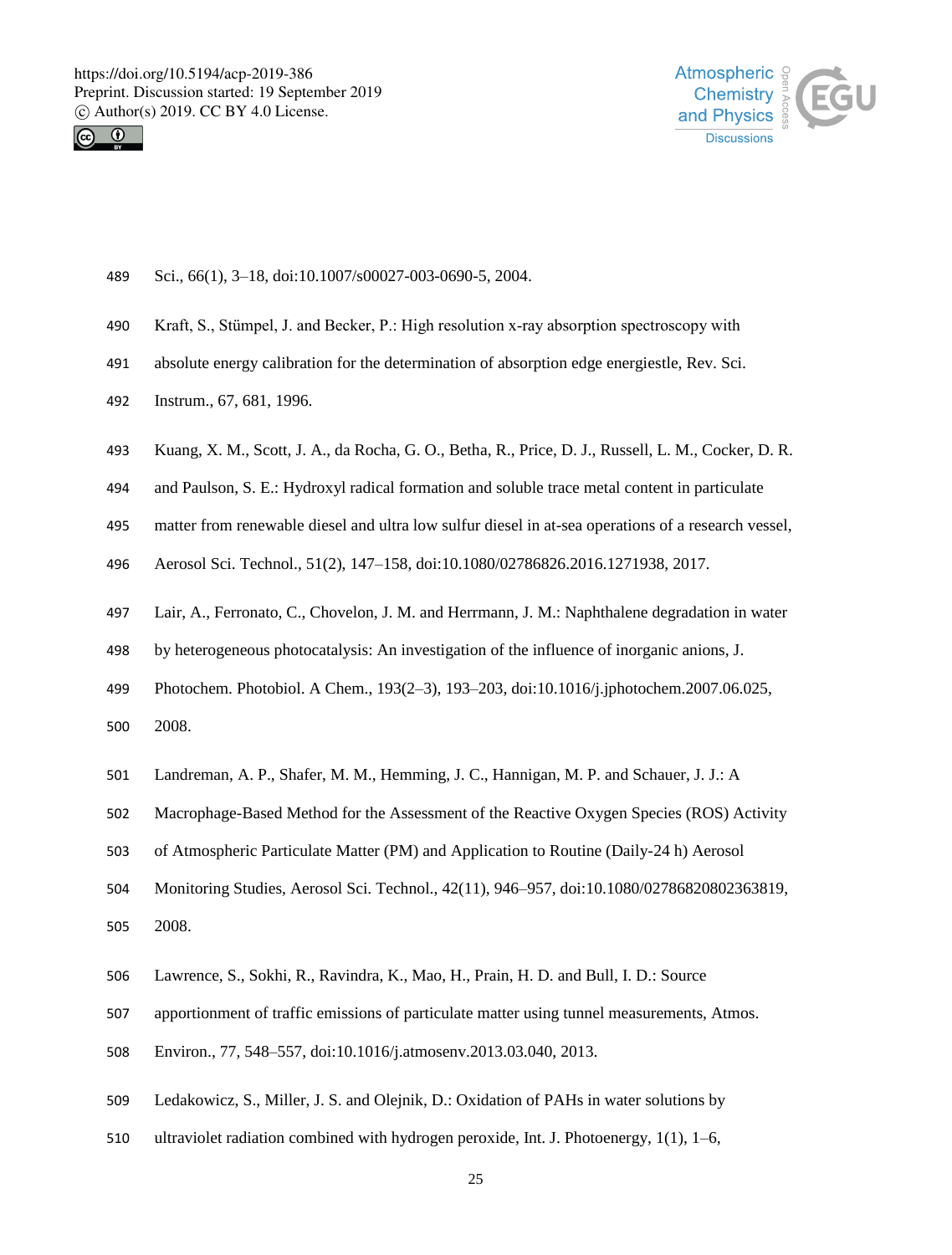Sci., 66(1), 3–18, doi:10.1007/s00027-003-0690-5, 2004.

Kraft, S., Stümpel, J. and Becker, P.: High resolution x-ray absorption spectroscopy with absolute energy calibration for the determination of absorption edge energiestle, Rev. Sci. Instrum., 67, 681, 1996.

Kuang, X. M., Scott, J. A., da Rocha, G. O., Betha, R., Price, D. J., Russell, L. M., Cocker, D. R. and Paulson, S. E.: Hydroxyl radical formation and soluble trace metal content in particulate matter from renewable diesel and ultra low sulfur diesel in at-sea operations of a research vessel, Aerosol Sci. Technol., 51(2), 147–158, doi:10.1080/02786826.2016.1271938, 2017.

Lair, A., Ferronato, C., Chovelon, J. M. and Herrmann, J. M.: Naphthalene degradation in water by heterogeneous photocatalysis: An investigation of the influence of inorganic anions, J. Photochem. Photobiol. A Chem., 193(2–3), 193–203, doi:10.1016/j.jphotochem.2007.06.025, 2008.

Landreman, A. P., Shafer, M. M., Hemming, J. C., Hannigan, M. P. and Schauer, J. J.: A Macrophage-Based Method for the Assessment of the Reactive Oxygen Species (ROS) Activity of Atmospheric Particulate Matter (PM) and Application to Routine (Daily-24 h) Aerosol Monitoring Studies, Aerosol Sci. Technol., 42(11), 946–957, doi:10.1080/02786820802363819, 2008.

Lawrence, S., Sokhi, R., Ravindra, K., Mao, H., Prain, H. D. and Bull, I. D.: Source apportionment of traffic emissions of particulate matter using tunnel measurements, Atmos. Environ., 77, 548–557, doi:10.1016/j.atmosenv.2013.03.040, 2013.

Ledakowicz, S., Miller, J. S. and Olejnik, D.: Oxidation of PAHs in water solutions by ultraviolet radiation combined with hydrogen peroxide, Int. J. Photoenergy, 1(1), 1–6,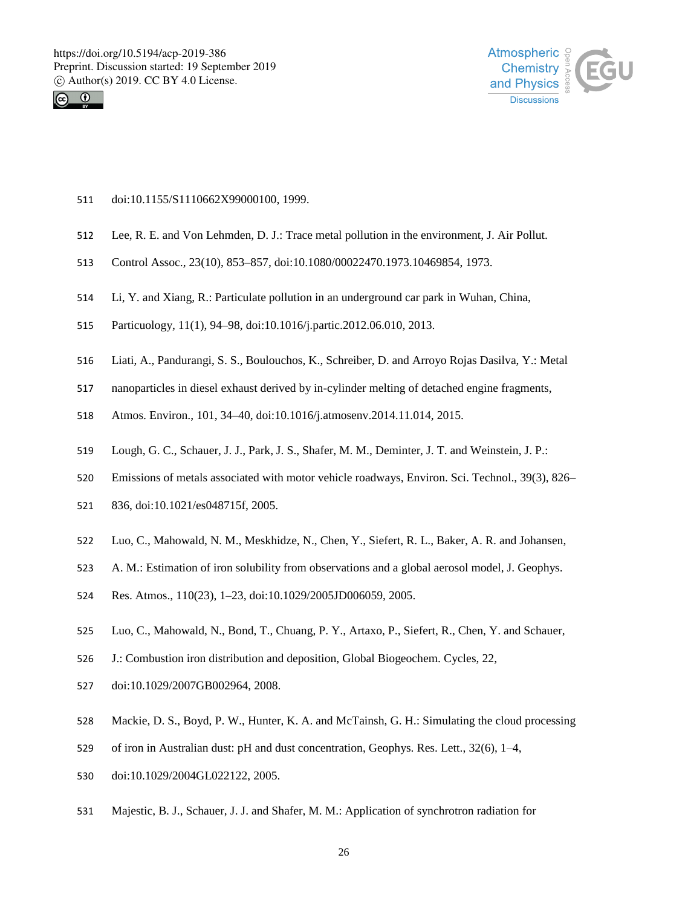doi:10.1155/S1110662X99000100, 1999.

Lee, R. E. and Von Lehmden, D. J.: Trace metal pollution in the environment, J. Air Pollut. Control Assoc., 23(10), 853–857, doi:10.1080/00022470.1973.10469854, 1973.

Li, Y. and Xiang, R.: Particulate pollution in an underground car park in Wuhan, China, Particuology, 11(1), 94–98, doi:10.1016/j.partic.2012.06.010, 2013.

Liati, A., Pandurangi, S. S., Boulouchos, K., Schreiber, D. and Arroyo Rojas Dasilva, Y.: Metal nanoparticles in diesel exhaust derived by in-cylinder melting of detached engine fragments, Atmos. Environ., 101, 34–40, doi:10.1016/j.atmosenv.2014.11.014, 2015.

Lough, G. C., Schauer, J. J., Park, J. S., Shafer, M. M., Deminter, J. T. and Weinstein, J. P.: Emissions of metals associated with motor vehicle roadways, Environ. Sci. Technol., 39(3), 826–836, doi:10.1021/es048715f, 2005.

Luo, C., Mahowald, N. M., Meskhidze, N., Chen, Y., Siefert, R. L., Baker, A. R. and Johansen, A. M.: Estimation of iron solubility from observations and a global aerosol model, J. Geophys. Res. Atmos., 110(23), 1–23, doi:10.1029/2005JD006059, 2005.

Luo, C., Mahowald, N., Bond, T., Chuang, P. Y., Artaxo, P., Siefert, R., Chen, Y. and Schauer, J.: Combustion iron distribution and deposition, Global Biogeochem. Cycles, 22, doi:10.1029/2007GB002964, 2008.

Mackie, D. S., Boyd, P. W., Hunter, K. A. and McTainsh, G. H.: Simulating the cloud processing of iron in Australian dust: pH and dust concentration, Geophys. Res. Lett., 32(6), 1–4, doi:10.1029/2004GL022122, 2005.

Majestic, B. J., Schauer, J. J. and Shafer, M. M.: Application of synchrotron radiation for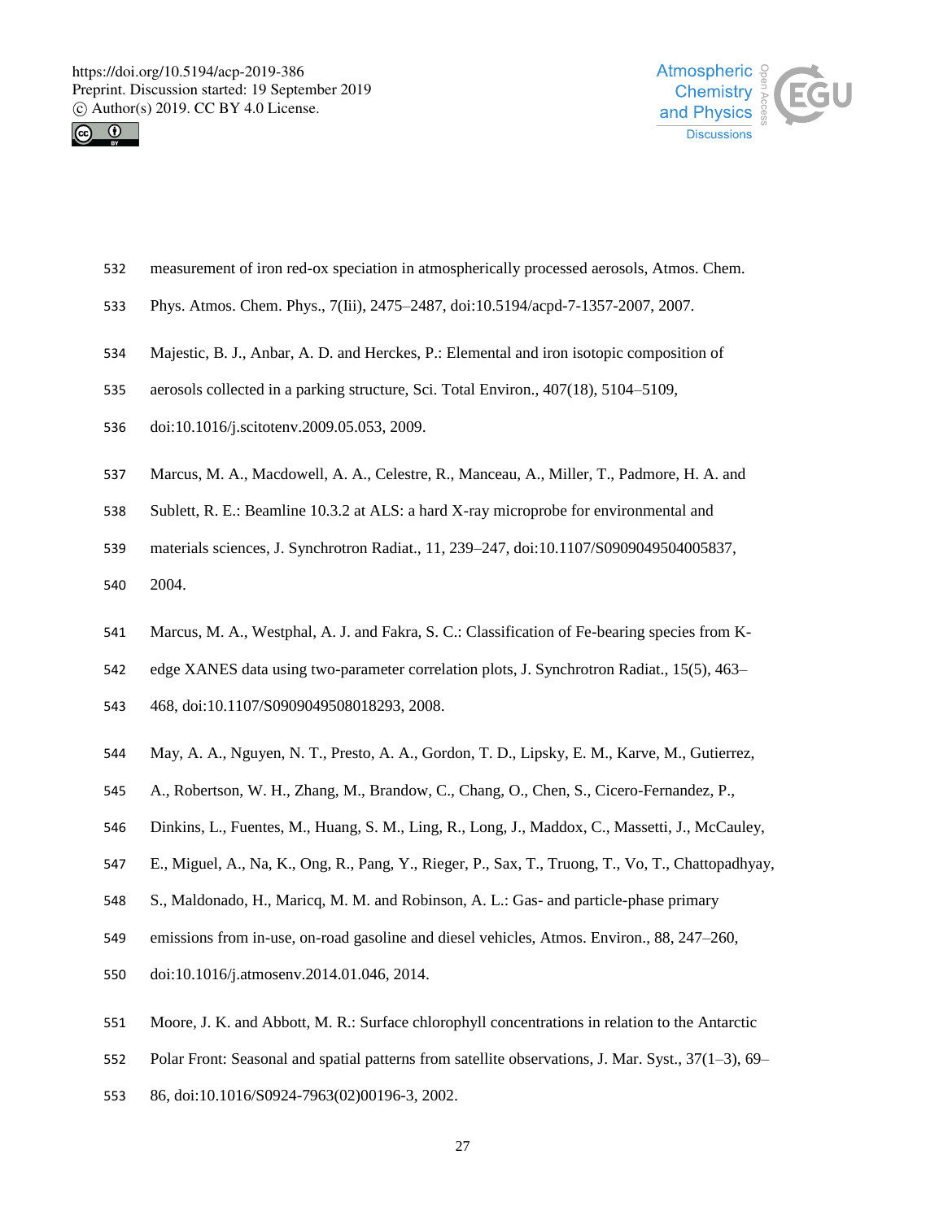measurement of iron red-ox speciation in atmospherically processed aerosols, Atmos. Chem. Phys. Atmos. Chem. Phys., 7(Iii), 2475–2487, doi:10.5194/acpd-7-1357-2007, 2007.

Majestic, B. J., Anbar, A. D. and Herckes, P.: Elemental and iron isotopic composition of aerosols collected in a parking structure, Sci. Total Environ., 407(18), 5104–5109, doi:10.1016/j.scitotenv.2009.05.053, 2009.

Marcus, M. A., Macdowell, A. A., Celestre, R., Manceau, A., Miller, T., Padmore, H. A. and Sublett, R. E.: Beamline 10.3.2 at ALS: a hard X-ray microprobe for environmental and materials sciences, J. Synchrotron Radiat., 11, 239–247, doi:10.1107/S0909049504005837, 2004.

Marcus, M. A., Westphal, A. J. and Fakra, S. C.: Classification of Fe-bearing species from K-edge XANES data using two-parameter correlation plots, J. Synchrotron Radiat., 15(5), 463–468, doi:10.1107/S0909049508018293, 2008.

May, A. A., Nguyen, N. T., Presto, A. A., Gordon, T. D., Lipsky, E. M., Karve, M., Gutierrez, A., Robertson, W. H., Zhang, M., Brandow, C., Chang, O., Chen, S., Cicero-Fernandez, P., Dinkins, L., Fuentes, M., Huang, S. M., Ling, R., Long, J., Maddox, C., Massetti, J., McCauley, E., Miguel, A., Na, K., Ong, R., Pang, Y., Rieger, P., Sax, T., Truong, T., Vo, T., Chattopadhyay, S., Maldonado, H., Maricq, M. M. and Robinson, A. L.: Gas- and particle-phase primary emissions from in-use, on-road gasoline and diesel vehicles, Atmos. Environ., 88, 247–260, doi:10.1016/j.atmosenv.2014.01.046, 2014.

Moore, J. K. and Abbott, M. R.: Surface chlorophyll concentrations in relation to the Antarctic Polar Front: Seasonal and spatial patterns from satellite observations, J. Mar. Syst., 37(1–3), 69–86, doi:10.1016/S0924-7963(02)00196-3, 2002.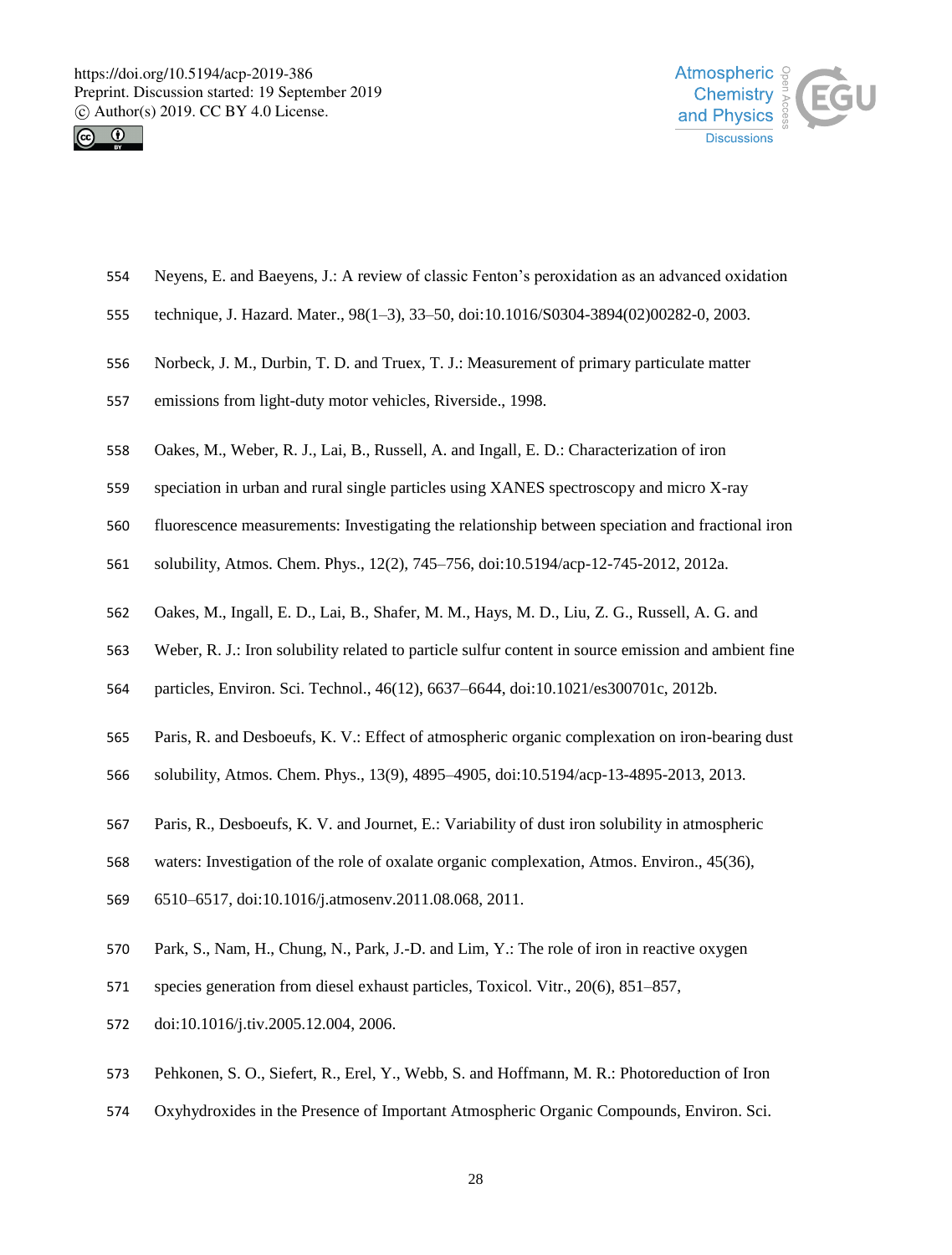Neyens, E. and Baeyens, J.: A review of classic Fenton's peroxidation as an advanced oxidation technique, J. Hazard. Mater., 98(1–3), 33–50, doi:10.1016/S0304-3894(02)00282-0, 2003.

Norbeck, J. M., Durbin, T. D. and Truex, T. J.: Measurement of primary particulate matter emissions from light-duty motor vehicles, Riverside., 1998.

Oakes, M., Weber, R. J., Lai, B., Russell, A. and Ingall, E. D.: Characterization of iron speciation in urban and rural single particles using XANES spectroscopy and micro X-ray fluorescence measurements: Investigating the relationship between speciation and fractional iron solubility, Atmos. Chem. Phys., 12(2), 745–756, doi:10.5194/acp-12-745-2012, 2012a.

Oakes, M., Ingall, E. D., Lai, B., Shafer, M. M., Hays, M. D., Liu, Z. G., Russell, A. G. and Weber, R. J.: Iron solubility related to particle sulfur content in source emission and ambient fine particles, Environ. Sci. Technol., 46(12), 6637–6644, doi:10.1021/es300701c, 2012b.

Paris, R. and Desboeufs, K. V.: Effect of atmospheric organic complexation on iron-bearing dust solubility, Atmos. Chem. Phys., 13(9), 4895–4905, doi:10.5194/acp-13-4895-2013, 2013.

Paris, R., Desboeufs, K. V. and Journet, E.: Variability of dust iron solubility in atmospheric waters: Investigation of the role of oxalate organic complexation, Atmos. Environ., 45(36), 6510–6517, doi:10.1016/j.atmosenv.2011.08.068, 2011.

Park, S., Nam, H., Chung, N., Park, J.-D. and Lim, Y.: The role of iron in reactive oxygen species generation from diesel exhaust particles, Toxicol. Vitr., 20(6), 851–857, doi:10.1016/j.tiv.2005.12.004, 2006.

Pehkonen, S. O., Siefert, R., Erel, Y., Webb, S. and Hoffmann, M. R.: Photoreduction of Iron Oxyhydroxides in the Presence of Important Atmospheric Organic Compounds, Environ. Sci.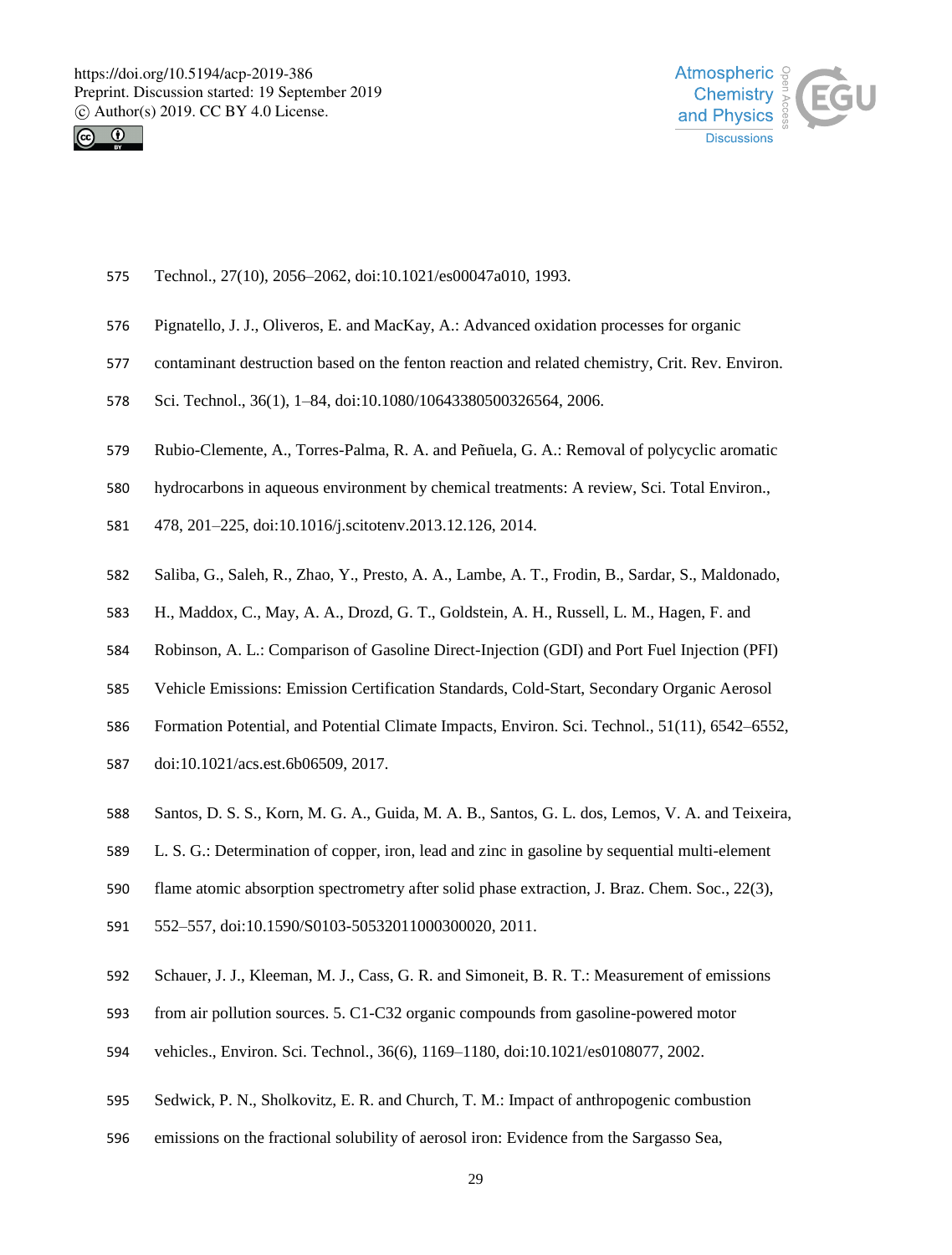Technol., 27(10), 2056–2062, doi:10.1021/es00047a010, 1993.

Pignatello, J. J., Oliveros, E. and MacKay, A.: Advanced oxidation processes for organic contaminant destruction based on the fenton reaction and related chemistry, Crit. Rev. Environ. Sci. Technol., 36(1), 1–84, doi:10.1080/10643380500326564, 2006.

Rubio-Clemente, A., Torres-Palma, R. A. and Peñuela, G. A.: Removal of polycyclic aromatic hydrocarbons in aqueous environment by chemical treatments: A review, Sci. Total Environ., 478, 201–225, doi:10.1016/j.scitotenv.2013.12.126, 2014.

Saliba, G., Saleh, R., Zhao, Y., Presto, A. A., Lambe, A. T., Frodin, B., Sardar, S., Maldonado, H., Maddox, C., May, A. A., Drozd, G. T., Goldstein, A. H., Russell, L. M., Hagen, F. and Robinson, A. L.: Comparison of Gasoline Direct-Injection (GDI) and Port Fuel Injection (PFI) Vehicle Emissions: Emission Certification Standards, Cold-Start, Secondary Organic Aerosol Formation Potential, and Potential Climate Impacts, Environ. Sci. Technol., 51(11), 6542–6552, doi:10.1021/acs.est.6b06509, 2017.

Santos, D. S. S., Korn, M. G. A., Guida, M. A. B., Santos, G. L. dos, Lemos, V. A. and Teixeira, L. S. G.: Determination of copper, iron, lead and zinc in gasoline by sequential multi-element flame atomic absorption spectrometry after solid phase extraction, J. Braz. Chem. Soc., 22(3), 552–557, doi:10.1590/S0103-50532011000300020, 2011.

Schauer, J. J., Kleeman, M. J., Cass, G. R. and Simoneit, B. R. T.: Measurement of emissions from air pollution sources. 5. C1-C32 organic compounds from gasoline-powered motor vehicles., Environ. Sci. Technol., 36(6), 1169–1180, doi:10.1021/es0108077, 2002.

Sedwick, P. N., Sholkovitz, E. R. and Church, T. M.: Impact of anthropogenic combustion emissions on the fractional solubility of aerosol iron: Evidence from the Sargasso Sea,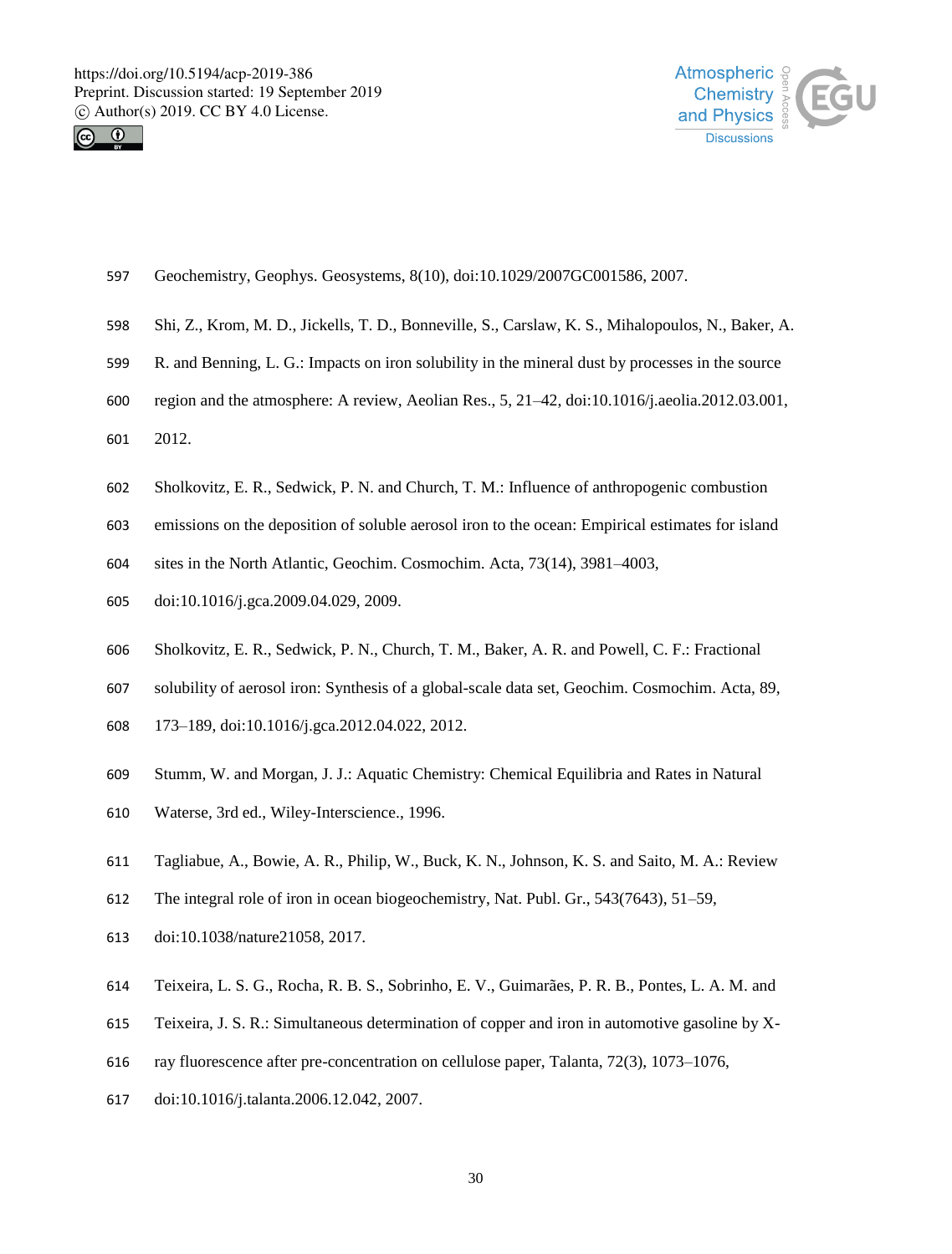Geochemistry, Geophys. Geosystems, 8(10), doi:10.1029/2007GC001586, 2007.

Shi, Z., Krom, M. D., Jickells, T. D., Bonneville, S., Carslaw, K. S., Mihalopoulos, N., Baker, A. R. and Benning, L. G.: Impacts on iron solubility in the mineral dust by processes in the source region and the atmosphere: A review, Aeolian Res., 5, 21–42, doi:10.1016/j.aeolia.2012.03.001, 2012.

Sholkovitz, E. R., Sedwick, P. N. and Church, T. M.: Influence of anthropogenic combustion emissions on the deposition of soluble aerosol iron to the ocean: Empirical estimates for island sites in the North Atlantic, Geochim. Cosmochim. Acta, 73(14), 3981–4003, doi:10.1016/j.gca.2009.04.029, 2009.

Sholkovitz, E. R., Sedwick, P. N., Church, T. M., Baker, A. R. and Powell, C. F.: Fractional solubility of aerosol iron: Synthesis of a global-scale data set, Geochim. Cosmochim. Acta, 89, 173–189, doi:10.1016/j.gca.2012.04.022, 2012.

Stumm, W. and Morgan, J. J.: Aquatic Chemistry: Chemical Equilibria and Rates in Natural Waterse, 3rd ed., Wiley-Interscience., 1996.

Tagliabue, A., Bowie, A. R., Philip, W., Buck, K. N., Johnson, K. S. and Saito, M. A.: Review The integral role of iron in ocean biogeochemistry, Nat. Publ. Gr., 543(7643), 51–59, doi:10.1038/nature21058, 2017.

Teixeira, L. S. G., Rocha, R. B. S., Sobrinho, E. V., Guimarães, P. R. B., Pontes, L. A. M. and Teixeira, J. S. R.: Simultaneous determination of copper and iron in automotive gasoline by X-ray fluorescence after pre-concentration on cellulose paper, Talanta, 72(3), 1073–1076, doi:10.1016/j.talanta.2006.12.042, 2007.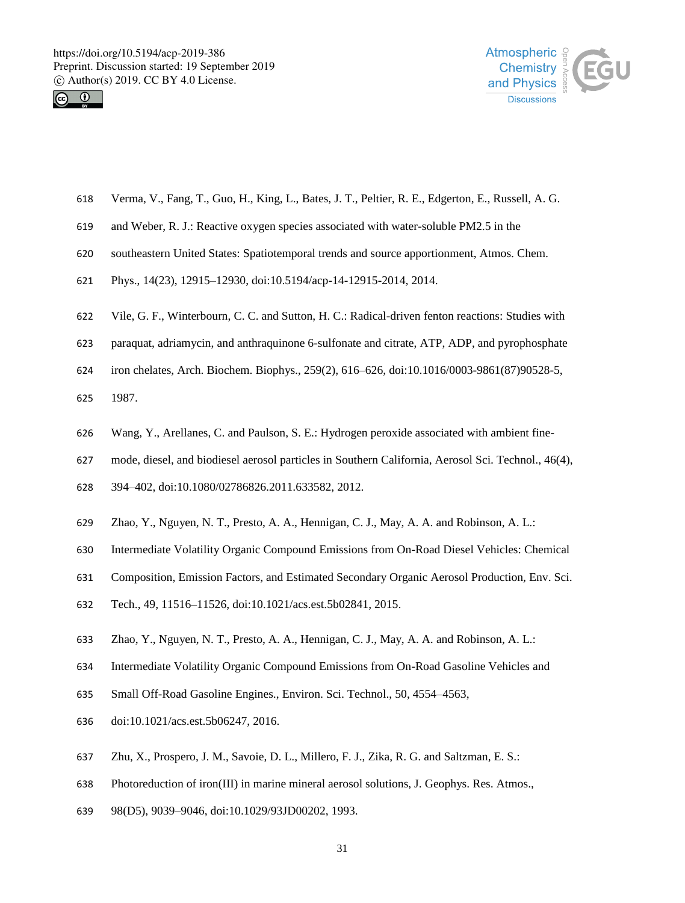Verma, V., Fang, T., Guo, H., King, L., Bates, J. T., Peltier, R. E., Edgerton, E., Russell, A. G. and Weber, R. J.: Reactive oxygen species associated with water-soluble PM2.5 in the southeastern United States: Spatiotemporal trends and source apportionment, Atmos. Chem. Phys., 14(23), 12915–12930, doi:10.5194/acp-14-12915-2014, 2014.

Vile, G. F., Winterbourn, C. C. and Sutton, H. C.: Radical-driven fenton reactions: Studies with paraquat, adriamycin, and anthraquinone 6-sulfonate and citrate, ATP, ADP, and pyrophosphate iron chelates, Arch. Biochem. Biophys., 259(2), 616–626, doi:10.1016/0003-9861(87)90528-5, 1987.

Wang, Y., Arellanes, C. and Paulson, S. E.: Hydrogen peroxide associated with ambient fine-mode, diesel, and biodiesel aerosol particles in Southern California, Aerosol Sci. Technol., 46(4), 394–402, doi:10.1080/02786826.2011.633582, 2012.

Zhao, Y., Nguyen, N. T., Presto, A. A., Hennigan, C. J., May, A. A. and Robinson, A. L.: Intermediate Volatility Organic Compound Emissions from On-Road Diesel Vehicles: Chemical Composition, Emission Factors, and Estimated Secondary Organic Aerosol Production, Env. Sci. Tech., 49, 11516–11526, doi:10.1021/acs.est.5b02841, 2015.

Zhao, Y., Nguyen, N. T., Presto, A. A., Hennigan, C. J., May, A. A. and Robinson, A. L.: Intermediate Volatility Organic Compound Emissions from On-Road Gasoline Vehicles and Small Off-Road Gasoline Engines., Environ. Sci. Technol., 50, 4554–4563, doi:10.1021/acs.est.5b06247, 2016.

Zhu, X., Prospero, J. M., Savoie, D. L., Millero, F. J., Zika, R. G. and Saltzman, E. S.: Photoreduction of iron(III) in marine mineral aerosol solutions, J. Geophys. Res. Atmos., 98(D5), 9039–9046, doi:10.1029/93JD00202, 1993.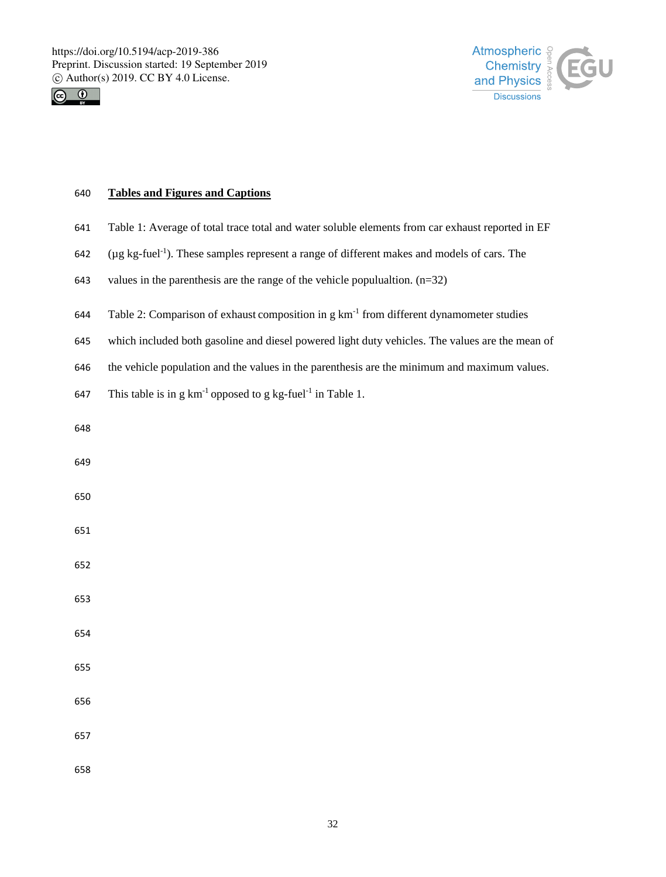## Tables and Figures and Captions

Table 1: Average of total trace total and water soluble elements from car exhaust reported in EF (μg kg-fuel$^{-1}$). These samples represent a range of different makes and models of cars. The values in the parenthesis are the range of the vehicle populualtion. (n=32)

Table 2: Comparison of exhaust composition in g km$^{-1}$ from different dynamometer studies which included both gasoline and diesel powered light duty vehicles. The values are the mean of the vehicle population and the values in the parenthesis are the minimum and maximum values. This table is in g km$^{-1}$ opposed to g kg-fuel$^{-1}$ in Table 1.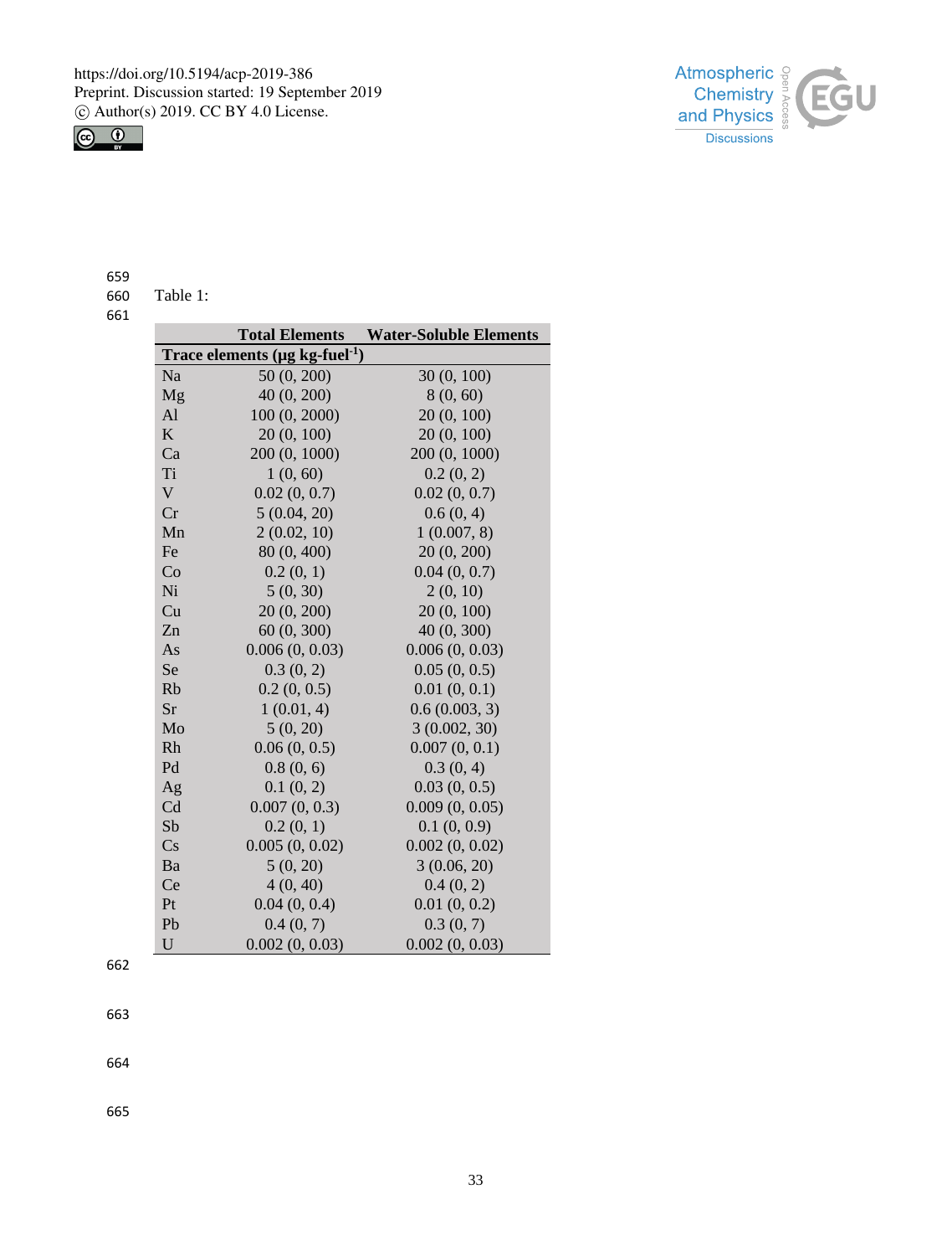Table 1:

| | Total Elements | Water-Soluble Elements |
|---|---|---|
| **Trace elements (μg kg-fuel$^{-1}$)** | | |
| Na | 50 (0, 200) | 30 (0, 100) |
| Mg | 40 (0, 200) | 8 (0, 60) |
| Al | 100 (0, 2000) | 20 (0, 100) |
| K | 20 (0, 100) | 20 (0, 100) |
| Ca | 200 (0, 1000) | 200 (0, 1000) |
| Ti | 1 (0, 60) | 0.2 (0, 2) |
| V | 0.02 (0, 0.7) | 0.02 (0, 0.7) |
| Cr | 5 (0.04, 20) | 0.6 (0, 4) |
| Mn | 2 (0.02, 10) | 1 (0.007, 8) |
| Fe | 80 (0, 400) | 20 (0, 200) |
| Co | 0.2 (0, 1) | 0.04 (0, 0.7) |
| Ni | 5 (0, 30) | 2 (0, 10) |
| Cu | 20 (0, 200) | 20 (0, 100) |
| Zn | 60 (0, 300) | 40 (0, 300) |
| As | 0.006 (0, 0.03) | 0.006 (0, 0.03) |
| Se | 0.3 (0, 2) | 0.05 (0, 0.5) |
| Rb | 0.2 (0, 0.5) | 0.01 (0, 0.1) |
| Sr | 1 (0.01, 4) | 0.6 (0.003, 3) |
| Mo | 5 (0, 20) | 3 (0.002, 30) |
| Rh | 0.06 (0, 0.5) | 0.007 (0, 0.1) |
| Pd | 0.8 (0, 6) | 0.3 (0, 4) |
| Ag | 0.1 (0, 2) | 0.03 (0, 0.5) |
| Cd | 0.007 (0, 0.3) | 0.009 (0, 0.05) |
| Sb | 0.2 (0, 1) | 0.1 (0, 0.9) |
| Cs | 0.005 (0, 0.02) | 0.002 (0, 0.02) |
| Ba | 5 (0, 20) | 3 (0.06, 20) |
| Ce | 4 (0, 40) | 0.4 (0, 2) |
| Pt | 0.04 (0, 0.4) | 0.01 (0, 0.2) |
| Pb | 0.4 (0, 7) | 0.3 (0, 7) |
| U | 0.002 (0, 0.03) | 0.002 (0, 0.03) |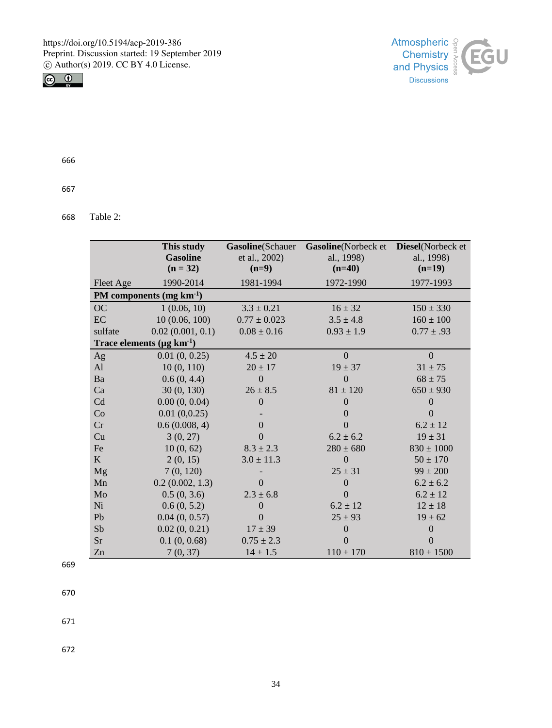Table 2:

| | **This study Gasoline (n = 32)** | **Gasoline**(Schauer et al., 2002) **(n=9)** | **Gasoline**(Norbeck et al., 1998) **(n=40)** | **Diesel**(Norbeck et al., 1998) **(n=19)** |
|---|---|---|---|---|
| Fleet Age | 1990-2014 | 1981-1994 | 1972-1990 | 1977-1993 |
| **PM components (mg km$^{-1}$)** | | | | |
| OC | 1 (0.06, 10) | 3.3 ± 0.21 | 16 ± 32 | 150 ± 330 |
| EC | 10 (0.06, 100) | 0.77 ± 0.023 | 3.5 ± 4.8 | 160 ± 100 |
| sulfate | 0.02 (0.001, 0.1) | 0.08 ± 0.16 | 0.93 ± 1.9 | 0.77 ± .93 |
| **Trace elements (µg km$^{-1}$)** | | | | |
| Ag | 0.01 (0, 0.25) | 4.5 ± 20 | 0 | 0 |
| Al | 10 (0, 110) | 20 ± 17 | 19 ± 37 | 31 ± 75 |
| Ba | 0.6 (0, 4.4) | 0 | 0 | 68 ± 75 |
| Ca | 30 (0, 130) | 26 ± 8.5 | 81 ± 120 | 650 ± 930 |
| Cd | 0.00 (0, 0.04) | 0 | 0 | 0 |
| Co | 0.01 (0,0.25) | - | 0 | 0 |
| Cr | 0.6 (0.008, 4) | 0 | 0 | 6.2 ± 12 |
| Cu | 3 (0, 27) | 0 | 6.2 ± 6.2 | 19 ± 31 |
| Fe | 10 (0, 62) | 8.3 ± 2.3 | 280 ± 680 | 830 ± 1000 |
| K | 2 (0, 15) | 3.0 ± 11.3 | 0 | 50 ± 170 |
| Mg | 7 (0, 120) | - | 25 ± 31 | 99 ± 200 |
| Mn | 0.2 (0.002, 1.3) | 0 | 0 | 6.2 ± 6.2 |
| Mo | 0.5 (0, 3.6) | 2.3 ± 6.8 | 0 | 6.2 ± 12 |
| Ni | 0.6 (0, 5.2) | 0 | 6.2 ± 12 | 12 ± 18 |
| Pb | 0.04 (0, 0.57) | 0 | 25 ± 93 | 19 ± 62 |
| Sb | 0.02 (0, 0.21) | 17 ± 39 | 0 | 0 |
| Sr | 0.1 (0, 0.68) | 0.75 ± 2.3 | 0 | 0 |
| Zn | 7 (0, 37) | 14 ± 1.5 | 110 ± 170 | 810 ± 1500 |